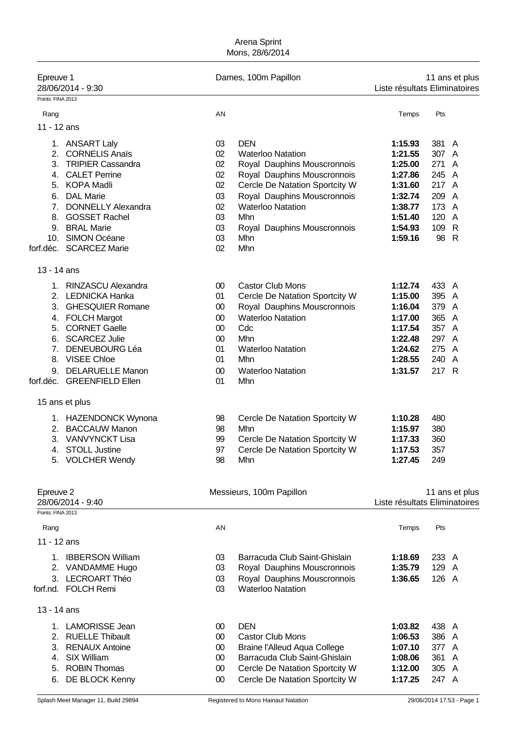Arena Sprint
Mons, 28/6/2014

## Epreuve 1 — Dames, 100m Papillon — 11 ans et plus

28/06/2014 - 9:30 — Liste résultats Eliminatoires

Points: FINA 2013

| Rang | | AN | | Temps | Pts | |
|---|---|---|---|---|---|---|
| **11 - 12 ans** | | | | | | |
| 1. | ANSART Laly | 03 | DEN | **1:15.93** | 381 | A |
| 2. | CORNELIS Anaïs | 02 | Waterloo Natation | **1:21.55** | 307 | A |
| 3. | TRIPIER Cassandra | 02 | Royal Dauphins Mouscronnois | **1:25.00** | 271 | A |
| 4. | CALET Perrine | 02 | Royal Dauphins Mouscronnois | **1:27.86** | 245 | A |
| 5. | KOPA Madli | 02 | Cercle De Natation Sportcity W | **1:31.60** | 217 | A |
| 6. | DAL Marie | 03 | Royal Dauphins Mouscronnois | **1:32.74** | 209 | A |
| 7. | DONNELLY Alexandra | 02 | Waterloo Natation | **1:38.77** | 173 | A |
| 8. | GOSSET Rachel | 03 | Mhn | **1:51.40** | 120 | A |
| 9. | BRAL Marie | 03 | Royal Dauphins Mouscronnois | **1:54.93** | 109 | R |
| 10. | SIMON Océane | 03 | Mhn | **1:59.16** | 98 | R |
| forf.déc. | SCARCEZ Marie | 02 | Mhn | | | |
| **13 - 14 ans** | | | | | | |
| 1. | RINZASCU Alexandra | 00 | Castor Club Mons | **1:12.74** | 433 | A |
| 2. | LEDNICKA Hanka | 01 | Cercle De Natation Sportcity W | **1:15.00** | 395 | A |
| 3. | GHESQUIER Romane | 00 | Royal Dauphins Mouscronnois | **1:16.04** | 379 | A |
| 4. | FOLCH Margot | 00 | Waterloo Natation | **1:17.00** | 365 | A |
| 5. | CORNET Gaelle | 00 | Cdc | **1:17.54** | 357 | A |
| 6. | SCARCEZ Julie | 00 | Mhn | **1:22.48** | 297 | A |
| 7. | DENEUBOURG Léa | 01 | Waterloo Natation | **1:24.62** | 275 | A |
| 8. | VISEE Chloe | 01 | Mhn | **1:28.55** | 240 | A |
| 9. | DELARUELLE Manon | 00 | Waterloo Natation | **1:31.57** | 217 | R |
| forf.déc. | GREENFIELD Ellen | 01 | Mhn | | | |
| **15 ans et plus** | | | | | | |
| 1. | HAZENDONCK Wynona | 98 | Cercle De Natation Sportcity W | **1:10.28** | 480 | |
| 2. | BACCAUW Manon | 98 | Mhn | **1:15.97** | 380 | |
| 3. | VANVYNCKT Lisa | 99 | Cercle De Natation Sportcity W | **1:17.33** | 360 | |
| 4. | STOLL Justine | 97 | Cercle De Natation Sportcity W | **1:17.53** | 357 | |
| 5. | VOLCHER Wendy | 98 | Mhn | **1:27.45** | 249 | |

## Epreuve 2 — Messieurs, 100m Papillon — 11 ans et plus

28/06/2014 - 9:40 — Liste résultats Eliminatoires

Points: FINA 2013

| Rang | | AN | | Temps | Pts | |
|---|---|---|---|---|---|---|
| **11 - 12 ans** | | | | | | |
| 1. | IBBERSON William | 03 | Barracuda Club Saint-Ghislain | **1:18.69** | 233 | A |
| 2. | VANDAMME Hugo | 03 | Royal Dauphins Mouscronnois | **1:35.79** | 129 | A |
| 3. | LECROART Théo | 03 | Royal Dauphins Mouscronnois | **1:36.65** | 126 | A |
| forf.nd. | FOLCH Remi | 03 | Waterloo Natation | | | |
| **13 - 14 ans** | | | | | | |
| 1. | LAMORISSE Jean | 00 | DEN | **1:03.82** | 438 | A |
| 2. | RUELLE Thibault | 00 | Castor Club Mons | **1:06.53** | 386 | A |
| 3. | RENAUX Antoine | 00 | Braine l'Alleud Aqua College | **1:07.10** | 377 | A |
| 4. | SIX William | 00 | Barracuda Club Saint-Ghislain | **1:08.06** | 361 | A |
| 5. | ROBIN Thomas | 00 | Cercle De Natation Sportcity W | **1:12.00** | 305 | A |
| 6. | DE BLOCK Kenny | 00 | Cercle De Natation Sportcity W | **1:17.25** | 247 | A |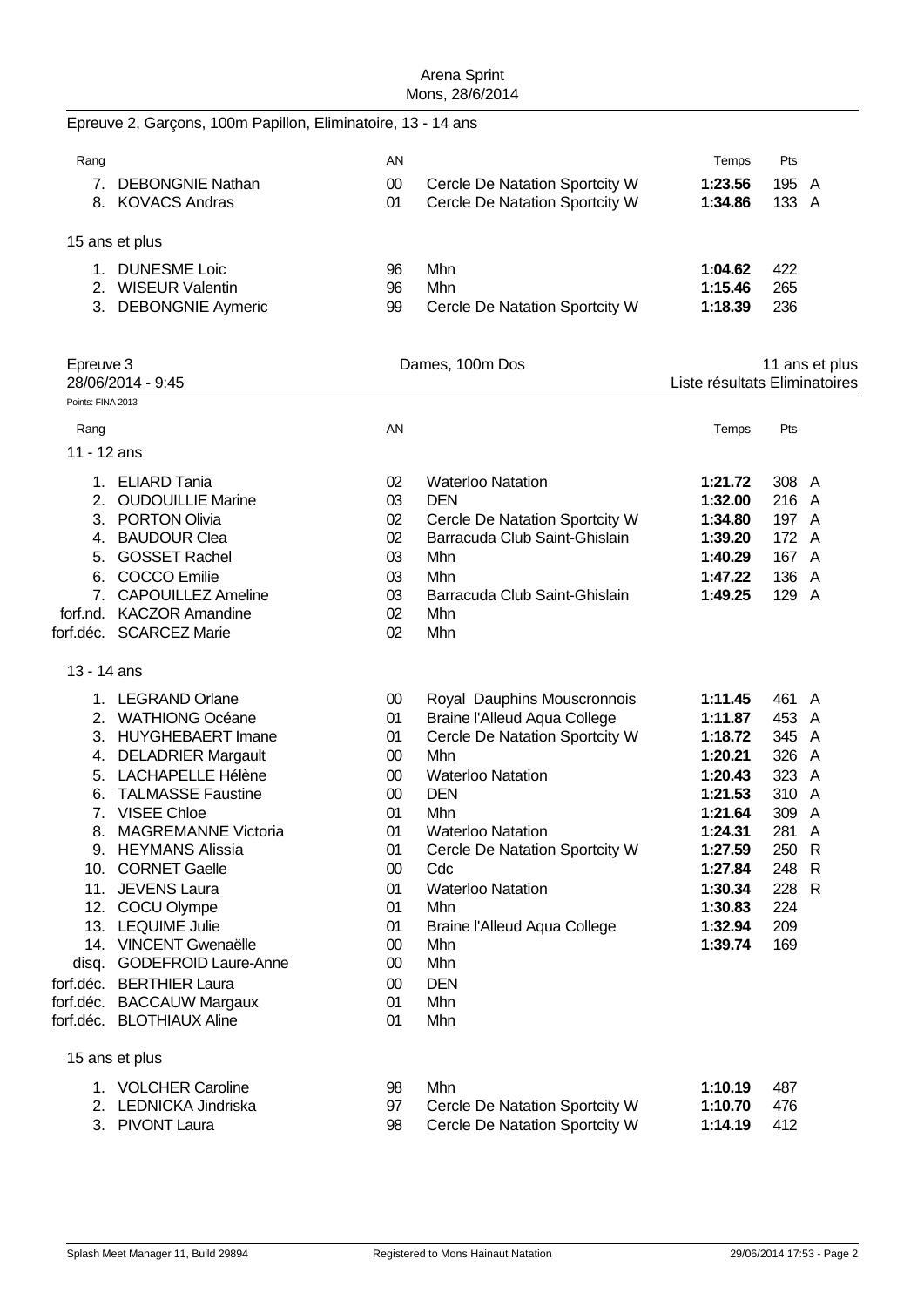Epreuve 2, Garçons, 100m Papillon, Eliminatoire, 13 - 14 ans

| Rang | | AN | | Temps | Pts | |
|---|---|---|---|---|---|---|
| 7. | DEBONGNIE Nathan | 00 | Cercle De Natation Sportcity W | **1:23.56** | 195 | A |
| 8. | KOVACS Andras | 01 | Cercle De Natation Sportcity W | **1:34.86** | 133 | A |

15 ans et plus

| Rang | | AN | | Temps | Pts |
|---|---|---|---|---|---|
| 1. | DUNESME Loic | 96 | Mhn | **1:04.62** | 422 |
| 2. | WISEUR Valentin | 96 | Mhn | **1:15.46** | 265 |
| 3. | DEBONGNIE Aymeric | 99 | Cercle De Natation Sportcity W | **1:18.39** | 236 |

## Epreuve 3 — Dames, 100m Dos — 11 ans et plus

28/06/2014 - 9:45 — Liste résultats Eliminatoires

Points: FINA 2013

11 - 12 ans

| Rang | | AN | | Temps | Pts | |
|---|---|---|---|---|---|---|
| 1. | ELIARD Tania | 02 | Waterloo Natation | **1:21.72** | 308 | A |
| 2. | OUDOUILLIE Marine | 03 | DEN | **1:32.00** | 216 | A |
| 3. | PORTON Olivia | 02 | Cercle De Natation Sportcity W | **1:34.80** | 197 | A |
| 4. | BAUDOUR Clea | 02 | Barracuda Club Saint-Ghislain | **1:39.20** | 172 | A |
| 5. | GOSSET Rachel | 03 | Mhn | **1:40.29** | 167 | A |
| 6. | COCCO Emilie | 03 | Mhn | **1:47.22** | 136 | A |
| 7. | CAPOUILLEZ Ameline | 03 | Barracuda Club Saint-Ghislain | **1:49.25** | 129 | A |
| forf.nd. | KACZOR Amandine | 02 | Mhn | | | |
| forf.déc. | SCARCEZ Marie | 02 | Mhn | | | |

13 - 14 ans

| Rang | | AN | | Temps | Pts | |
|---|---|---|---|---|---|---|
| 1. | LEGRAND Orlane | 00 | Royal Dauphins Mouscronnois | **1:11.45** | 461 | A |
| 2. | WATHIONG Océane | 01 | Braine l'Alleud Aqua College | **1:11.87** | 453 | A |
| 3. | HUYGHEBAERT Imane | 01 | Cercle De Natation Sportcity W | **1:18.72** | 345 | A |
| 4. | DELADRIER Margault | 00 | Mhn | **1:20.21** | 326 | A |
| 5. | LACHAPELLE Hélène | 00 | Waterloo Natation | **1:20.43** | 323 | A |
| 6. | TALMASSE Faustine | 00 | DEN | **1:21.53** | 310 | A |
| 7. | VISEE Chloe | 01 | Mhn | **1:21.64** | 309 | A |
| 8. | MAGREMANNE Victoria | 01 | Waterloo Natation | **1:24.31** | 281 | A |
| 9. | HEYMANS Alissia | 01 | Cercle De Natation Sportcity W | **1:27.59** | 250 | R |
| 10. | CORNET Gaelle | 00 | Cdc | **1:27.84** | 248 | R |
| 11. | JEVENS Laura | 01 | Waterloo Natation | **1:30.34** | 228 | R |
| 12. | COCU Olympe | 01 | Mhn | **1:30.83** | 224 | |
| 13. | LEQUIME Julie | 01 | Braine l'Alleud Aqua College | **1:32.94** | 209 | |
| 14. | VINCENT Gwenaëlle | 00 | Mhn | **1:39.74** | 169 | |
| disq. | GODEFROID Laure-Anne | 00 | Mhn | | | |
| forf.déc. | BERTHIER Laura | 00 | DEN | | | |
| forf.déc. | BACCAUW Margaux | 01 | Mhn | | | |
| forf.déc. | BLOTHIAUX Aline | 01 | Mhn | | | |

15 ans et plus

| Rang | | AN | | Temps | Pts |
|---|---|---|---|---|---|
| 1. | VOLCHER Caroline | 98 | Mhn | **1:10.19** | 487 |
| 2. | LEDNICKA Jindriska | 97 | Cercle De Natation Sportcity W | **1:10.70** | 476 |
| 3. | PIVONT Laura | 98 | Cercle De Natation Sportcity W | **1:14.19** | 412 |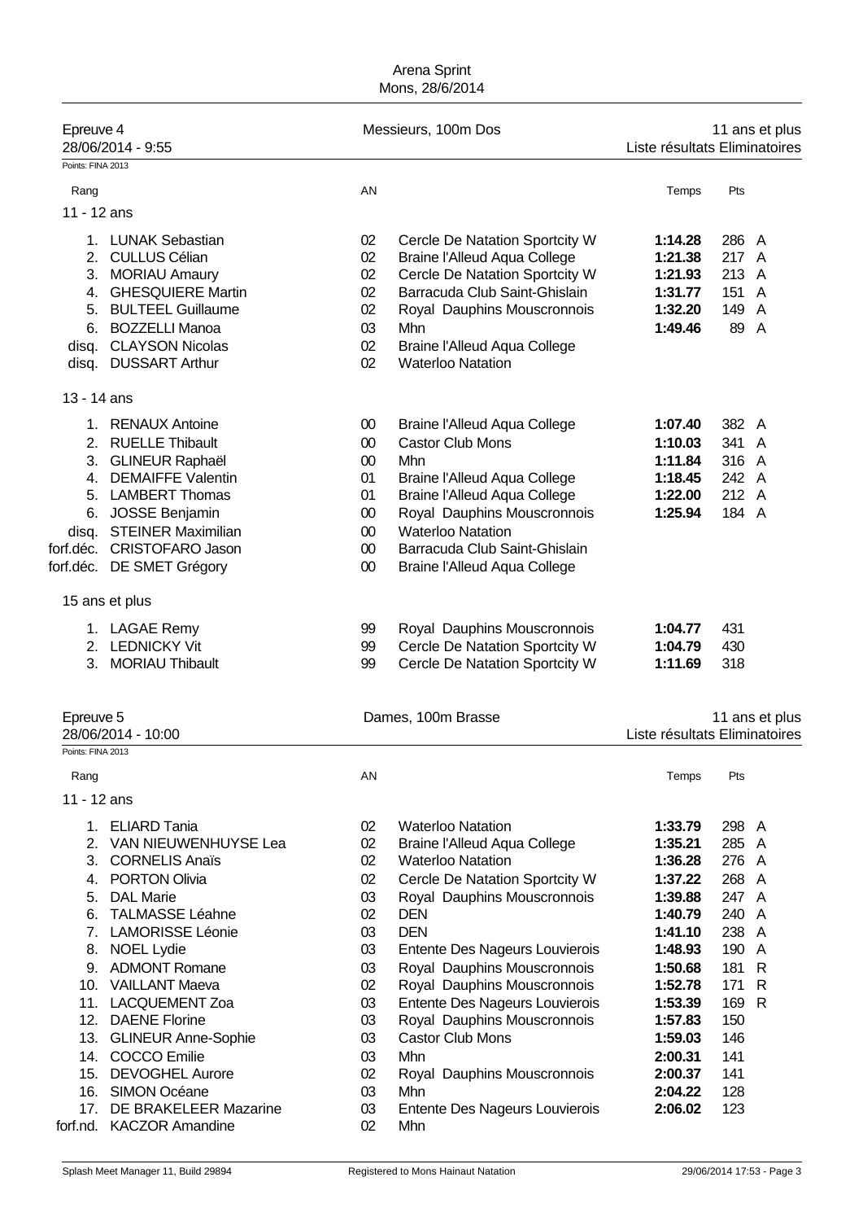Arena Sprint
Mons, 28/6/2014

## Epreuve 4 — Messieurs, 100m Dos — 11 ans et plus

28/06/2014 - 9:55 — Liste résultats Eliminatoires

Points: FINA 2013

| Rang | | AN | | Temps | Pts | |
|---|---|---|---|---|---|---|
| **11 - 12 ans** | | | | | | |
| 1. | LUNAK Sebastian | 02 | Cercle De Natation Sportcity W | **1:14.28** | 286 | A |
| 2. | CULLUS Célian | 02 | Braine l'Alleud Aqua College | **1:21.38** | 217 | A |
| 3. | MORIAU Amaury | 02 | Cercle De Natation Sportcity W | **1:21.93** | 213 | A |
| 4. | GHESQUIERE Martin | 02 | Barracuda Club Saint-Ghislain | **1:31.77** | 151 | A |
| 5. | BULTEEL Guillaume | 02 | Royal Dauphins Mouscronnois | **1:32.20** | 149 | A |
| 6. | BOZZELLI Manoa | 03 | Mhn | **1:49.46** | 89 | A |
| disq. | CLAYSON Nicolas | 02 | Braine l'Alleud Aqua College | | | |
| disq. | DUSSART Arthur | 02 | Waterloo Natation | | | |
| **13 - 14 ans** | | | | | | |
| 1. | RENAUX Antoine | 00 | Braine l'Alleud Aqua College | **1:07.40** | 382 | A |
| 2. | RUELLE Thibault | 00 | Castor Club Mons | **1:10.03** | 341 | A |
| 3. | GLINEUR Raphaël | 00 | Mhn | **1:11.84** | 316 | A |
| 4. | DEMAIFFE Valentin | 01 | Braine l'Alleud Aqua College | **1:18.45** | 242 | A |
| 5. | LAMBERT Thomas | 01 | Braine l'Alleud Aqua College | **1:22.00** | 212 | A |
| 6. | JOSSE Benjamin | 00 | Royal Dauphins Mouscronnois | **1:25.94** | 184 | A |
| disq. | STEINER Maximilian | 00 | Waterloo Natation | | | |
| forf.déc. | CRISTOFARO Jason | 00 | Barracuda Club Saint-Ghislain | | | |
| forf.déc. | DE SMET Grégory | 00 | Braine l'Alleud Aqua College | | | |
| **15 ans et plus** | | | | | | |
| 1. | LAGAE Remy | 99 | Royal Dauphins Mouscronnois | **1:04.77** | 431 | |
| 2. | LEDNICKY Vit | 99 | Cercle De Natation Sportcity W | **1:04.79** | 430 | |
| 3. | MORIAU Thibault | 99 | Cercle De Natation Sportcity W | **1:11.69** | 318 | |

## Epreuve 5 — Dames, 100m Brasse — 11 ans et plus

28/06/2014 - 10:00 — Liste résultats Eliminatoires

Points: FINA 2013

| Rang | | AN | | Temps | Pts | |
|---|---|---|---|---|---|---|
| **11 - 12 ans** | | | | | | |
| 1. | ELIARD Tania | 02 | Waterloo Natation | **1:33.79** | 298 | A |
| 2. | VAN NIEUWENHUYSE Lea | 02 | Braine l'Alleud Aqua College | **1:35.21** | 285 | A |
| 3. | CORNELIS Anaïs | 02 | Waterloo Natation | **1:36.28** | 276 | A |
| 4. | PORTON Olivia | 02 | Cercle De Natation Sportcity W | **1:37.22** | 268 | A |
| 5. | DAL Marie | 03 | Royal Dauphins Mouscronnois | **1:39.88** | 247 | A |
| 6. | TALMASSE Léahne | 02 | DEN | **1:40.79** | 240 | A |
| 7. | LAMORISSE Léonie | 03 | DEN | **1:41.10** | 238 | A |
| 8. | NOEL Lydie | 03 | Entente Des Nageurs Louvierois | **1:48.93** | 190 | A |
| 9. | ADMONT Romane | 03 | Royal Dauphins Mouscronnois | **1:50.68** | 181 | R |
| 10. | VAILLANT Maeva | 02 | Royal Dauphins Mouscronnois | **1:52.78** | 171 | R |
| 11. | LACQUEMENT Zoa | 03 | Entente Des Nageurs Louvierois | **1:53.39** | 169 | R |
| 12. | DAENE Florine | 03 | Royal Dauphins Mouscronnois | **1:57.83** | 150 | |
| 13. | GLINEUR Anne-Sophie | 03 | Castor Club Mons | **1:59.03** | 146 | |
| 14. | COCCO Emilie | 03 | Mhn | **2:00.31** | 141 | |
| 15. | DEVOGHEL Aurore | 02 | Royal Dauphins Mouscronnois | **2:00.37** | 141 | |
| 16. | SIMON Océane | 03 | Mhn | **2:04.22** | 128 | |
| 17. | DE BRAKELEER Mazarine | 03 | Entente Des Nageurs Louvierois | **2:06.02** | 123 | |
| forf.nd. | KACZOR Amandine | 02 | Mhn | | | |

Splash Meet Manager 11, Build 29894 — Registered to Mons Hainaut Natation — 29/06/2014 17:53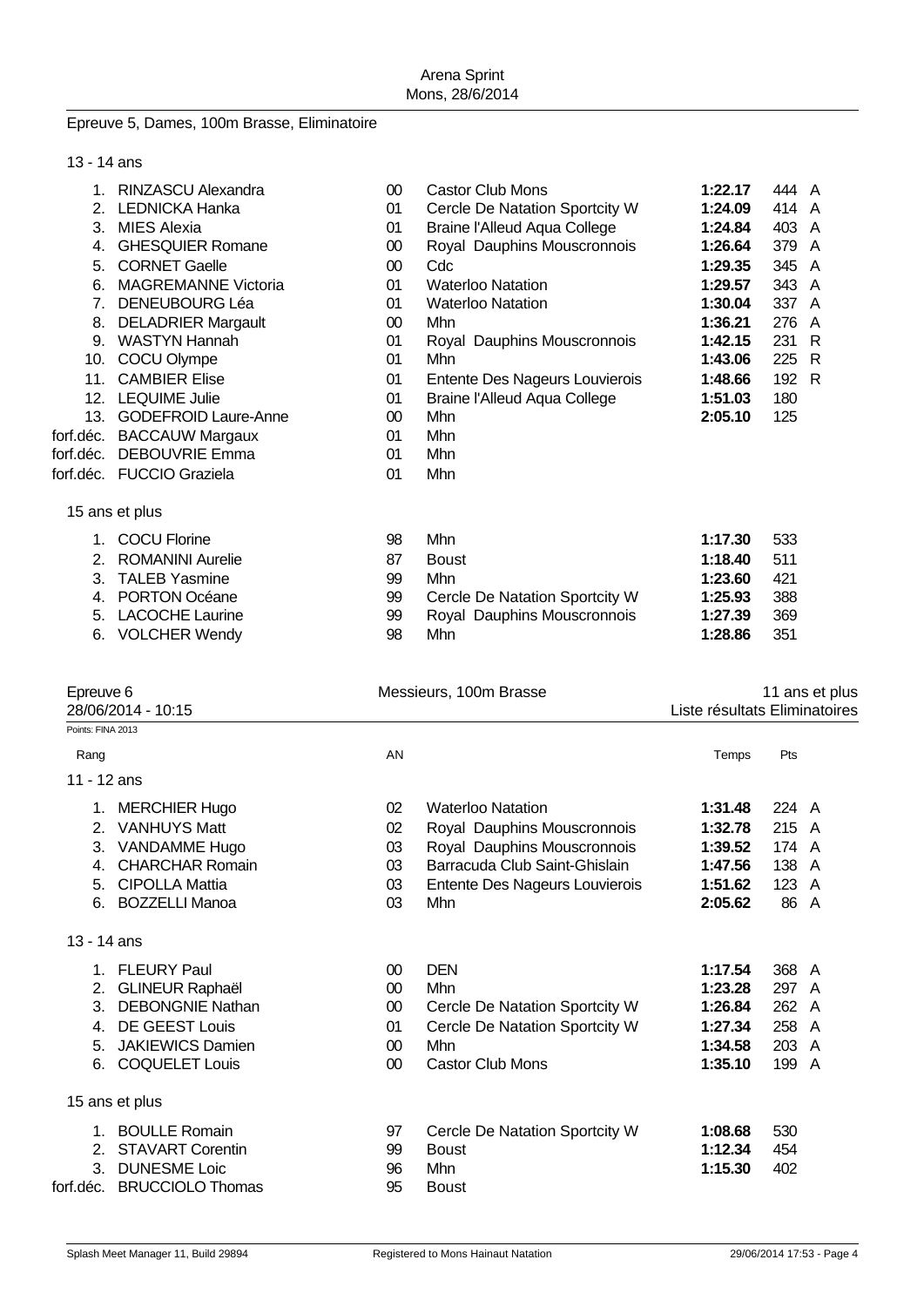## Epreuve 5, Dames, 100m Brasse, Eliminatoire

### 13 - 14 ans

| Rang | Nom | AN | Club | Temps | Pts | |
|---|---|---|---|---|---|---|
| 1. | RINZASCU Alexandra | 00 | Castor Club Mons | **1:22.17** | 444 | A |
| 2. | LEDNICKA Hanka | 01 | Cercle De Natation Sportcity W | **1:24.09** | 414 | A |
| 3. | MIES Alexia | 01 | Braine l'Alleud Aqua College | **1:24.84** | 403 | A |
| 4. | GHESQUIER Romane | 00 | Royal Dauphins Mouscronnois | **1:26.64** | 379 | A |
| 5. | CORNET Gaelle | 00 | Cdc | **1:29.35** | 345 | A |
| 6. | MAGREMANNE Victoria | 01 | Waterloo Natation | **1:29.57** | 343 | A |
| 7. | DENEUBOURG Léa | 01 | Waterloo Natation | **1:30.04** | 337 | A |
| 8. | DELADRIER Margault | 00 | Mhn | **1:36.21** | 276 | A |
| 9. | WASTYN Hannah | 01 | Royal Dauphins Mouscronnois | **1:42.15** | 231 | R |
| 10. | COCU Olympe | 01 | Mhn | **1:43.06** | 225 | R |
| 11. | CAMBIER Elise | 01 | Entente Des Nageurs Louvierois | **1:48.66** | 192 | R |
| 12. | LEQUIME Julie | 01 | Braine l'Alleud Aqua College | **1:51.03** | 180 | |
| 13. | GODEFROID Laure-Anne | 00 | Mhn | **2:05.10** | 125 | |
| forf.déc. | BACCAUW Margaux | 01 | Mhn | | | |
| forf.déc. | DEBOUVRIE Emma | 01 | Mhn | | | |
| forf.déc. | FUCCIO Graziela | 01 | Mhn | | | |

### 15 ans et plus

| Rang | Nom | AN | Club | Temps | Pts |
|---|---|---|---|---|---|
| 1. | COCU Florine | 98 | Mhn | **1:17.30** | 533 |
| 2. | ROMANINI Aurelie | 87 | Boust | **1:18.40** | 511 |
| 3. | TALEB Yasmine | 99 | Mhn | **1:23.60** | 421 |
| 4. | PORTON Océane | 99 | Cercle De Natation Sportcity W | **1:25.93** | 388 |
| 5. | LACOCHE Laurine | 99 | Royal Dauphins Mouscronnois | **1:27.39** | 369 |
| 6. | VOLCHER Wendy | 98 | Mhn | **1:28.86** | 351 |

## Epreuve 6 — Messieurs, 100m Brasse — 11 ans et plus

28/06/2014 - 10:15 — Liste résultats Eliminatoires

Points: FINA 2013

### 11 - 12 ans

| Rang | Nom | AN | Club | Temps | Pts | |
|---|---|---|---|---|---|---|
| 1. | MERCHIER Hugo | 02 | Waterloo Natation | **1:31.48** | 224 | A |
| 2. | VANHUYS Matt | 02 | Royal Dauphins Mouscronnois | **1:32.78** | 215 | A |
| 3. | VANDAMME Hugo | 03 | Royal Dauphins Mouscronnois | **1:39.52** | 174 | A |
| 4. | CHARCHAR Romain | 03 | Barracuda Club Saint-Ghislain | **1:47.56** | 138 | A |
| 5. | CIPOLLA Mattia | 03 | Entente Des Nageurs Louvierois | **1:51.62** | 123 | A |
| 6. | BOZZELLI Manoa | 03 | Mhn | **2:05.62** | 86 | A |

### 13 - 14 ans

| Rang | Nom | AN | Club | Temps | Pts | |
|---|---|---|---|---|---|---|
| 1. | FLEURY Paul | 00 | DEN | **1:17.54** | 368 | A |
| 2. | GLINEUR Raphaël | 00 | Mhn | **1:23.28** | 297 | A |
| 3. | DEBONGNIE Nathan | 00 | Cercle De Natation Sportcity W | **1:26.84** | 262 | A |
| 4. | DE GEEST Louis | 01 | Cercle De Natation Sportcity W | **1:27.34** | 258 | A |
| 5. | JAKIEWICS Damien | 00 | Mhn | **1:34.58** | 203 | A |
| 6. | COQUELET Louis | 00 | Castor Club Mons | **1:35.10** | 199 | A |

### 15 ans et plus

| Rang | Nom | AN | Club | Temps | Pts |
|---|---|---|---|---|---|
| 1. | BOULLE Romain | 97 | Cercle De Natation Sportcity W | **1:08.68** | 530 |
| 2. | STAVART Corentin | 99 | Boust | **1:12.34** | 454 |
| 3. | DUNESME Loic | 96 | Mhn | **1:15.30** | 402 |
| forf.déc. | BRUCCIOLO Thomas | 95 | Boust | | |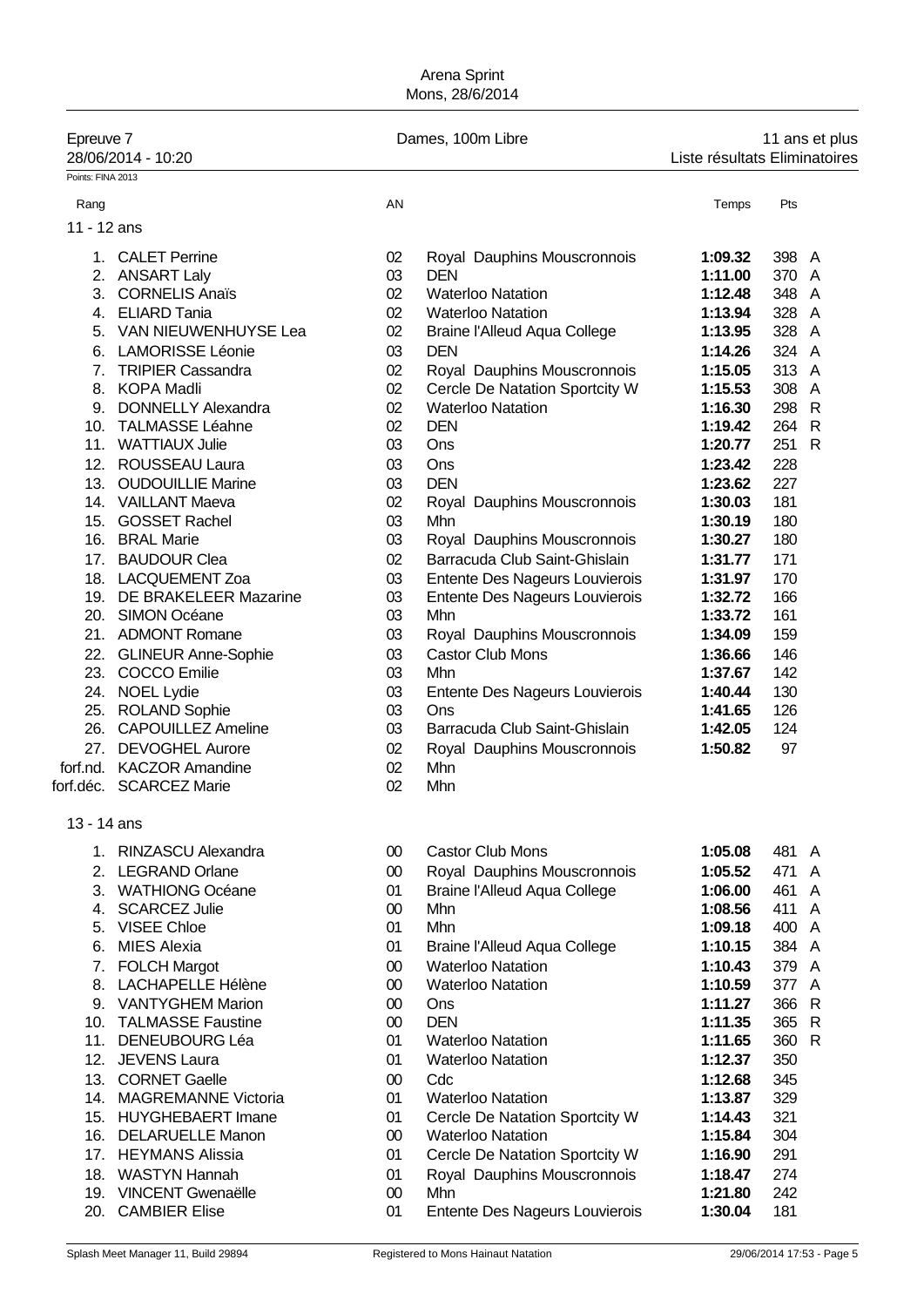Arena Sprint
Mons, 28/6/2014

Epreuve 7 — Dames, 100m Libre — 11 ans et plus

28/06/2014 - 10:20 — Liste résultats Eliminatoires

Points: FINA 2013

| Rang | | AN | | Temps | Pts | |
|---|---|---|---|---|---|---|
| **11 - 12 ans** | | | | | | |
| 1. | CALET Perrine | 02 | Royal Dauphins Mouscronnois | **1:09.32** | 398 | A |
| 2. | ANSART Laly | 03 | DEN | **1:11.00** | 370 | A |
| 3. | CORNELIS Anaïs | 02 | Waterloo Natation | **1:12.48** | 348 | A |
| 4. | ELIARD Tania | 02 | Waterloo Natation | **1:13.94** | 328 | A |
| 5. | VAN NIEUWENHUYSE Lea | 02 | Braine l'Alleud Aqua College | **1:13.95** | 328 | A |
| 6. | LAMORISSE Léonie | 03 | DEN | **1:14.26** | 324 | A |
| 7. | TRIPIER Cassandra | 02 | Royal Dauphins Mouscronnois | **1:15.05** | 313 | A |
| 8. | KOPA Madli | 02 | Cercle De Natation Sportcity W | **1:15.53** | 308 | A |
| 9. | DONNELLY Alexandra | 02 | Waterloo Natation | **1:16.30** | 298 | R |
| 10. | TALMASSE Léahne | 02 | DEN | **1:19.42** | 264 | R |
| 11. | WATTIAUX Julie | 03 | Ons | **1:20.77** | 251 | R |
| 12. | ROUSSEAU Laura | 03 | Ons | **1:23.42** | 228 | |
| 13. | OUDOUILLIE Marine | 03 | DEN | **1:23.62** | 227 | |
| 14. | VAILLANT Maeva | 02 | Royal Dauphins Mouscronnois | **1:30.03** | 181 | |
| 15. | GOSSET Rachel | 03 | Mhn | **1:30.19** | 180 | |
| 16. | BRAL Marie | 03 | Royal Dauphins Mouscronnois | **1:30.27** | 180 | |
| 17. | BAUDOUR Clea | 02 | Barracuda Club Saint-Ghislain | **1:31.77** | 171 | |
| 18. | LACQUEMENT Zoa | 03 | Entente Des Nageurs Louvierois | **1:31.97** | 170 | |
| 19. | DE BRAKELEER Mazarine | 03 | Entente Des Nageurs Louvierois | **1:32.72** | 166 | |
| 20. | SIMON Océane | 03 | Mhn | **1:33.72** | 161 | |
| 21. | ADMONT Romane | 03 | Royal Dauphins Mouscronnois | **1:34.09** | 159 | |
| 22. | GLINEUR Anne-Sophie | 03 | Castor Club Mons | **1:36.66** | 146 | |
| 23. | COCCO Emilie | 03 | Mhn | **1:37.67** | 142 | |
| 24. | NOEL Lydie | 03 | Entente Des Nageurs Louvierois | **1:40.44** | 130 | |
| 25. | ROLAND Sophie | 03 | Ons | **1:41.65** | 126 | |
| 26. | CAPOUILLEZ Ameline | 03 | Barracuda Club Saint-Ghislain | **1:42.05** | 124 | |
| 27. | DEVOGHEL Aurore | 02 | Royal Dauphins Mouscronnois | **1:50.82** | 97 | |
| forf.nd. | KACZOR Amandine | 02 | Mhn | | | |
| forf.déc. | SCARCEZ Marie | 02 | Mhn | | | |
| **13 - 14 ans** | | | | | | |
| 1. | RINZASCU Alexandra | 00 | Castor Club Mons | **1:05.08** | 481 | A |
| 2. | LEGRAND Orlane | 00 | Royal Dauphins Mouscronnois | **1:05.52** | 471 | A |
| 3. | WATHIONG Océane | 01 | Braine l'Alleud Aqua College | **1:06.00** | 461 | A |
| 4. | SCARCEZ Julie | 00 | Mhn | **1:08.56** | 411 | A |
| 5. | VISEE Chloe | 01 | Mhn | **1:09.18** | 400 | A |
| 6. | MIES Alexia | 01 | Braine l'Alleud Aqua College | **1:10.15** | 384 | A |
| 7. | FOLCH Margot | 00 | Waterloo Natation | **1:10.43** | 379 | A |
| 8. | LACHAPELLE Hélène | 00 | Waterloo Natation | **1:10.59** | 377 | A |
| 9. | VANTYGHEM Marion | 00 | Ons | **1:11.27** | 366 | R |
| 10. | TALMASSE Faustine | 00 | DEN | **1:11.35** | 365 | R |
| 11. | DENEUBOURG Léa | 01 | Waterloo Natation | **1:11.65** | 360 | R |
| 12. | JEVENS Laura | 01 | Waterloo Natation | **1:12.37** | 350 | |
| 13. | CORNET Gaelle | 00 | Cdc | **1:12.68** | 345 | |
| 14. | MAGREMANNE Victoria | 01 | Waterloo Natation | **1:13.87** | 329 | |
| 15. | HUYGHEBAERT Imane | 01 | Cercle De Natation Sportcity W | **1:14.43** | 321 | |
| 16. | DELARUELLE Manon | 00 | Waterloo Natation | **1:15.84** | 304 | |
| 17. | HEYMANS Alissia | 01 | Cercle De Natation Sportcity W | **1:16.90** | 291 | |
| 18. | WASTYN Hannah | 01 | Royal Dauphins Mouscronnois | **1:18.47** | 274 | |
| 19. | VINCENT Gwenaëlle | 00 | Mhn | **1:21.80** | 242 | |
| 20. | CAMBIER Elise | 01 | Entente Des Nageurs Louvierois | **1:30.04** | 181 | |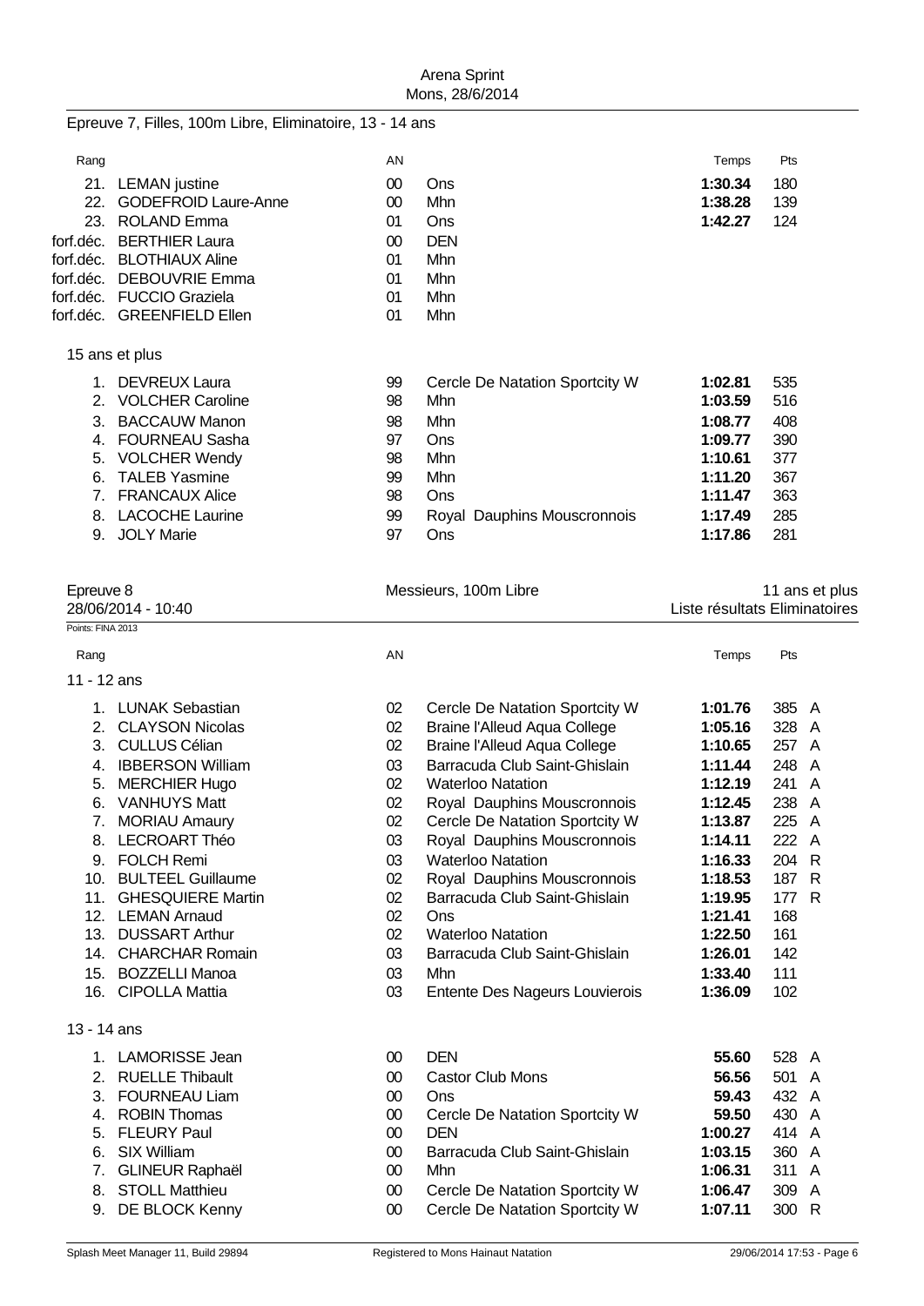Epreuve 7, Filles, 100m Libre, Eliminatoire, 13 - 14 ans

| Rang | | AN | | Temps | Pts |
|---|---|---|---|---|---|
| 21. | LEMAN justine | 00 | Ons | **1:30.34** | 180 |
| 22. | GODEFROID Laure-Anne | 00 | Mhn | **1:38.28** | 139 |
| 23. | ROLAND Emma | 01 | Ons | **1:42.27** | 124 |
| forf.déc. | BERTHIER Laura | 00 | DEN | | |
| forf.déc. | BLOTHIAUX Aline | 01 | Mhn | | |
| forf.déc. | DEBOUVRIE Emma | 01 | Mhn | | |
| forf.déc. | FUCCIO Graziela | 01 | Mhn | | |
| forf.déc. | GREENFIELD Ellen | 01 | Mhn | | |

15 ans et plus

| Rang | | AN | | Temps | Pts |
|---|---|---|---|---|---|
| 1. | DEVREUX Laura | 99 | Cercle De Natation Sportcity W | **1:02.81** | 535 |
| 2. | VOLCHER Caroline | 98 | Mhn | **1:03.59** | 516 |
| 3. | BACCAUW Manon | 98 | Mhn | **1:08.77** | 408 |
| 4. | FOURNEAU Sasha | 97 | Ons | **1:09.77** | 390 |
| 5. | VOLCHER Wendy | 98 | Mhn | **1:10.61** | 377 |
| 6. | TALEB Yasmine | 99 | Mhn | **1:11.20** | 367 |
| 7. | FRANCAUX Alice | 98 | Ons | **1:11.47** | 363 |
| 8. | LACOCHE Laurine | 99 | Royal Dauphins Mouscronnois | **1:17.49** | 285 |
| 9. | JOLY Marie | 97 | Ons | **1:17.86** | 281 |

Epreuve 8 — Messieurs, 100m Libre — 11 ans et plus

28/06/2014 - 10:40 — Liste résultats Eliminatoires

Points: FINA 2013

11 - 12 ans

| Rang | | AN | | Temps | Pts | |
|---|---|---|---|---|---|---|
| 1. | LUNAK Sebastian | 02 | Cercle De Natation Sportcity W | **1:01.76** | 385 | A |
| 2. | CLAYSON Nicolas | 02 | Braine l'Alleud Aqua College | **1:05.16** | 328 | A |
| 3. | CULLUS Célian | 02 | Braine l'Alleud Aqua College | **1:10.65** | 257 | A |
| 4. | IBBERSON William | 03 | Barracuda Club Saint-Ghislain | **1:11.44** | 248 | A |
| 5. | MERCHIER Hugo | 02 | Waterloo Natation | **1:12.19** | 241 | A |
| 6. | VANHUYS Matt | 02 | Royal Dauphins Mouscronnois | **1:12.45** | 238 | A |
| 7. | MORIAU Amaury | 02 | Cercle De Natation Sportcity W | **1:13.87** | 225 | A |
| 8. | LECROART Théo | 03 | Royal Dauphins Mouscronnois | **1:14.11** | 222 | A |
| 9. | FOLCH Remi | 03 | Waterloo Natation | **1:16.33** | 204 | R |
| 10. | BULTEEL Guillaume | 02 | Royal Dauphins Mouscronnois | **1:18.53** | 187 | R |
| 11. | GHESQUIERE Martin | 02 | Barracuda Club Saint-Ghislain | **1:19.95** | 177 | R |
| 12. | LEMAN Arnaud | 02 | Ons | **1:21.41** | 168 | |
| 13. | DUSSART Arthur | 02 | Waterloo Natation | **1:22.50** | 161 | |
| 14. | CHARCHAR Romain | 03 | Barracuda Club Saint-Ghislain | **1:26.01** | 142 | |
| 15. | BOZZELLI Manoa | 03 | Mhn | **1:33.40** | 111 | |
| 16. | CIPOLLA Mattia | 03 | Entente Des Nageurs Louvierois | **1:36.09** | 102 | |

13 - 14 ans

| Rang | | AN | | Temps | Pts | |
|---|---|---|---|---|---|---|
| 1. | LAMORISSE Jean | 00 | DEN | **55.60** | 528 | A |
| 2. | RUELLE Thibault | 00 | Castor Club Mons | **56.56** | 501 | A |
| 3. | FOURNEAU Liam | 00 | Ons | **59.43** | 432 | A |
| 4. | ROBIN Thomas | 00 | Cercle De Natation Sportcity W | **59.50** | 430 | A |
| 5. | FLEURY Paul | 00 | DEN | **1:00.27** | 414 | A |
| 6. | SIX William | 00 | Barracuda Club Saint-Ghislain | **1:03.15** | 360 | A |
| 7. | GLINEUR Raphaël | 00 | Mhn | **1:06.31** | 311 | A |
| 8. | STOLL Matthieu | 00 | Cercle De Natation Sportcity W | **1:06.47** | 309 | A |
| 9. | DE BLOCK Kenny | 00 | Cercle De Natation Sportcity W | **1:07.11** | 300 | R |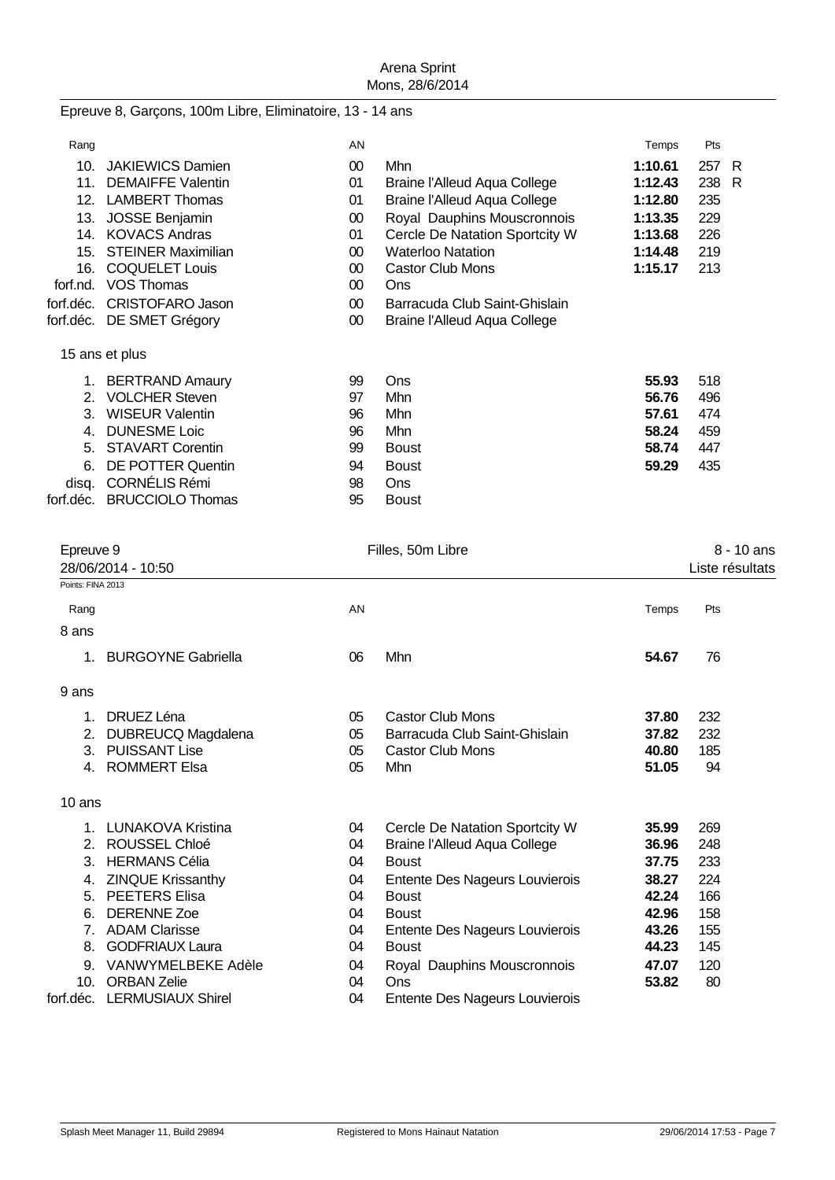Epreuve 8, Garçons, 100m Libre, Eliminatoire, 13 - 14 ans

| Rang | | AN | | Temps | Pts | |
|---|---|---|---|---|---|---|
| 10. | JAKIEWICS Damien | 00 | Mhn | **1:10.61** | 257 | R |
| 11. | DEMAIFFE Valentin | 01 | Braine l'Alleud Aqua College | **1:12.43** | 238 | R |
| 12. | LAMBERT Thomas | 01 | Braine l'Alleud Aqua College | **1:12.80** | 235 | |
| 13. | JOSSE Benjamin | 00 | Royal Dauphins Mouscronnois | **1:13.35** | 229 | |
| 14. | KOVACS Andras | 01 | Cercle De Natation Sportcity W | **1:13.68** | 226 | |
| 15. | STEINER Maximilian | 00 | Waterloo Natation | **1:14.48** | 219 | |
| 16. | COQUELET Louis | 00 | Castor Club Mons | **1:15.17** | 213 | |
| forf.nd. | VOS Thomas | 00 | Ons | | | |
| forf.déc. | CRISTOFARO Jason | 00 | Barracuda Club Saint-Ghislain | | | |
| forf.déc. | DE SMET Grégory | 00 | Braine l'Alleud Aqua College | | | |

15 ans et plus

| Rang | | AN | | Temps | Pts |
|---|---|---|---|---|---|
| 1. | BERTRAND Amaury | 99 | Ons | **55.93** | 518 |
| 2. | VOLCHER Steven | 97 | Mhn | **56.76** | 496 |
| 3. | WISEUR Valentin | 96 | Mhn | **57.61** | 474 |
| 4. | DUNESME Loic | 96 | Mhn | **58.24** | 459 |
| 5. | STAVART Corentin | 99 | Boust | **58.74** | 447 |
| 6. | DE POTTER Quentin | 94 | Boust | **59.29** | 435 |
| disq. | CORNÉLIS Rémi | 98 | Ons | | |
| forf.déc. | BRUCCIOLO Thomas | 95 | Boust | | |

## Epreuve 9 — Filles, 50m Libre — 8 - 10 ans

28/06/2014 - 10:50 — Liste résultats

Points: FINA 2013

8 ans

| Rang | | AN | | Temps | Pts |
|---|---|---|---|---|---|
| 1. | BURGOYNE Gabriella | 06 | Mhn | **54.67** | 76 |

9 ans

| Rang | | AN | | Temps | Pts |
|---|---|---|---|---|---|
| 1. | DRUEZ Léna | 05 | Castor Club Mons | **37.80** | 232 |
| 2. | DUBREUCQ Magdalena | 05 | Barracuda Club Saint-Ghislain | **37.82** | 232 |
| 3. | PUISSANT Lise | 05 | Castor Club Mons | **40.80** | 185 |
| 4. | ROMMERT Elsa | 05 | Mhn | **51.05** | 94 |

10 ans

| Rang | | AN | | Temps | Pts |
|---|---|---|---|---|---|
| 1. | LUNAKOVA Kristina | 04 | Cercle De Natation Sportcity W | **35.99** | 269 |
| 2. | ROUSSEL Chloé | 04 | Braine l'Alleud Aqua College | **36.96** | 248 |
| 3. | HERMANS Célia | 04 | Boust | **37.75** | 233 |
| 4. | ZINQUE Krissanthy | 04 | Entente Des Nageurs Louvierois | **38.27** | 224 |
| 5. | PEETERS Elisa | 04 | Boust | **42.24** | 166 |
| 6. | DERENNE Zoe | 04 | Boust | **42.96** | 158 |
| 7. | ADAM Clarisse | 04 | Entente Des Nageurs Louvierois | **43.26** | 155 |
| 8. | GODFRIAUX Laura | 04 | Boust | **44.23** | 145 |
| 9. | VANWYMELBEKE Adèle | 04 | Royal Dauphins Mouscronnois | **47.07** | 120 |
| 10. | ORBAN Zelie | 04 | Ons | **53.82** | 80 |
| forf.déc. | LERMUSIAUX Shirel | 04 | Entente Des Nageurs Louvierois | | |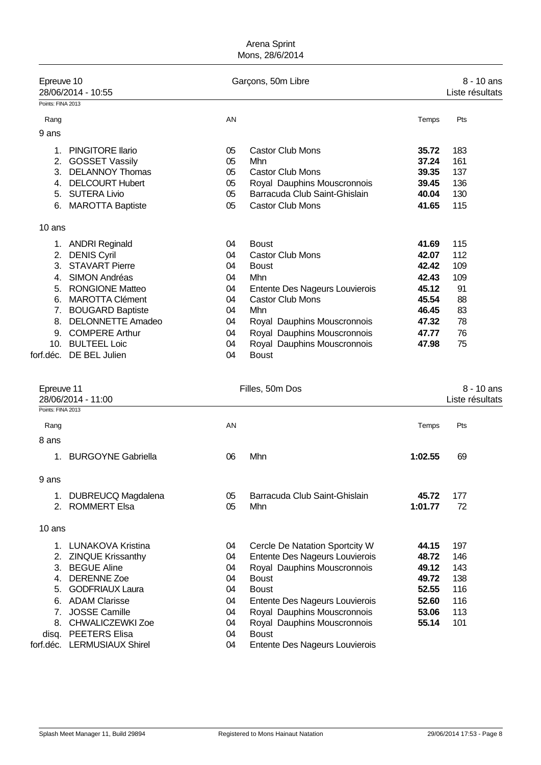Arena Sprint
Mons, 28/6/2014

## Epreuve 10 — Garçons, 50m Libre — 8 - 10 ans

28/06/2014 - 10:55 — Liste résultats

Points: FINA 2013

| Rang | | AN | | Temps | Pts |
|---|---|---|---|---|---|
| **9 ans** | | | | | |
| 1. | PINGITORE Ilario | 05 | Castor Club Mons | **35.72** | 183 |
| 2. | GOSSET Vassily | 05 | Mhn | **37.24** | 161 |
| 3. | DELANNOY Thomas | 05 | Castor Club Mons | **39.35** | 137 |
| 4. | DELCOURT Hubert | 05 | Royal Dauphins Mouscronnois | **39.45** | 136 |
| 5. | SUTERA Livio | 05 | Barracuda Club Saint-Ghislain | **40.04** | 130 |
| 6. | MAROTTA Baptiste | 05 | Castor Club Mons | **41.65** | 115 |
| **10 ans** | | | | | |
| 1. | ANDRI Reginald | 04 | Boust | **41.69** | 115 |
| 2. | DENIS Cyril | 04 | Castor Club Mons | **42.07** | 112 |
| 3. | STAVART Pierre | 04 | Boust | **42.42** | 109 |
| 4. | SIMON Andréas | 04 | Mhn | **42.43** | 109 |
| 5. | RONGIONE Matteo | 04 | Entente Des Nageurs Louvierois | **45.12** | 91 |
| 6. | MAROTTA Clément | 04 | Castor Club Mons | **45.54** | 88 |
| 7. | BOUGARD Baptiste | 04 | Mhn | **46.45** | 83 |
| 8. | DELONNETTE Amadeo | 04 | Royal Dauphins Mouscronnois | **47.32** | 78 |
| 9. | COMPERE Arthur | 04 | Royal Dauphins Mouscronnois | **47.77** | 76 |
| 10. | BULTEEL Loic | 04 | Royal Dauphins Mouscronnois | **47.98** | 75 |
| forf.déc. | DE BEL Julien | 04 | Boust | | |

## Epreuve 11 — Filles, 50m Dos — 8 - 10 ans

28/06/2014 - 11:00 — Liste résultats

Points: FINA 2013

| Rang | | AN | | Temps | Pts |
|---|---|---|---|---|---|
| **8 ans** | | | | | |
| 1. | BURGOYNE Gabriella | 06 | Mhn | **1:02.55** | 69 |
| **9 ans** | | | | | |
| 1. | DUBREUCQ Magdalena | 05 | Barracuda Club Saint-Ghislain | **45.72** | 177 |
| 2. | ROMMERT Elsa | 05 | Mhn | **1:01.77** | 72 |
| **10 ans** | | | | | |
| 1. | LUNAKOVA Kristina | 04 | Cercle De Natation Sportcity W | **44.15** | 197 |
| 2. | ZINQUE Krissanthy | 04 | Entente Des Nageurs Louvierois | **48.72** | 146 |
| 3. | BEGUE Aline | 04 | Royal Dauphins Mouscronnois | **49.12** | 143 |
| 4. | DERENNE Zoe | 04 | Boust | **49.72** | 138 |
| 5. | GODFRIAUX Laura | 04 | Boust | **52.55** | 116 |
| 6. | ADAM Clarisse | 04 | Entente Des Nageurs Louvierois | **52.60** | 116 |
| 7. | JOSSE Camille | 04 | Royal Dauphins Mouscronnois | **53.06** | 113 |
| 8. | CHWALICZEWKI Zoe | 04 | Royal Dauphins Mouscronnois | **55.14** | 101 |
| disq. | PEETERS Elisa | 04 | Boust | | |
| forf.déc. | LERMUSIAUX Shirel | 04 | Entente Des Nageurs Louvierois | | |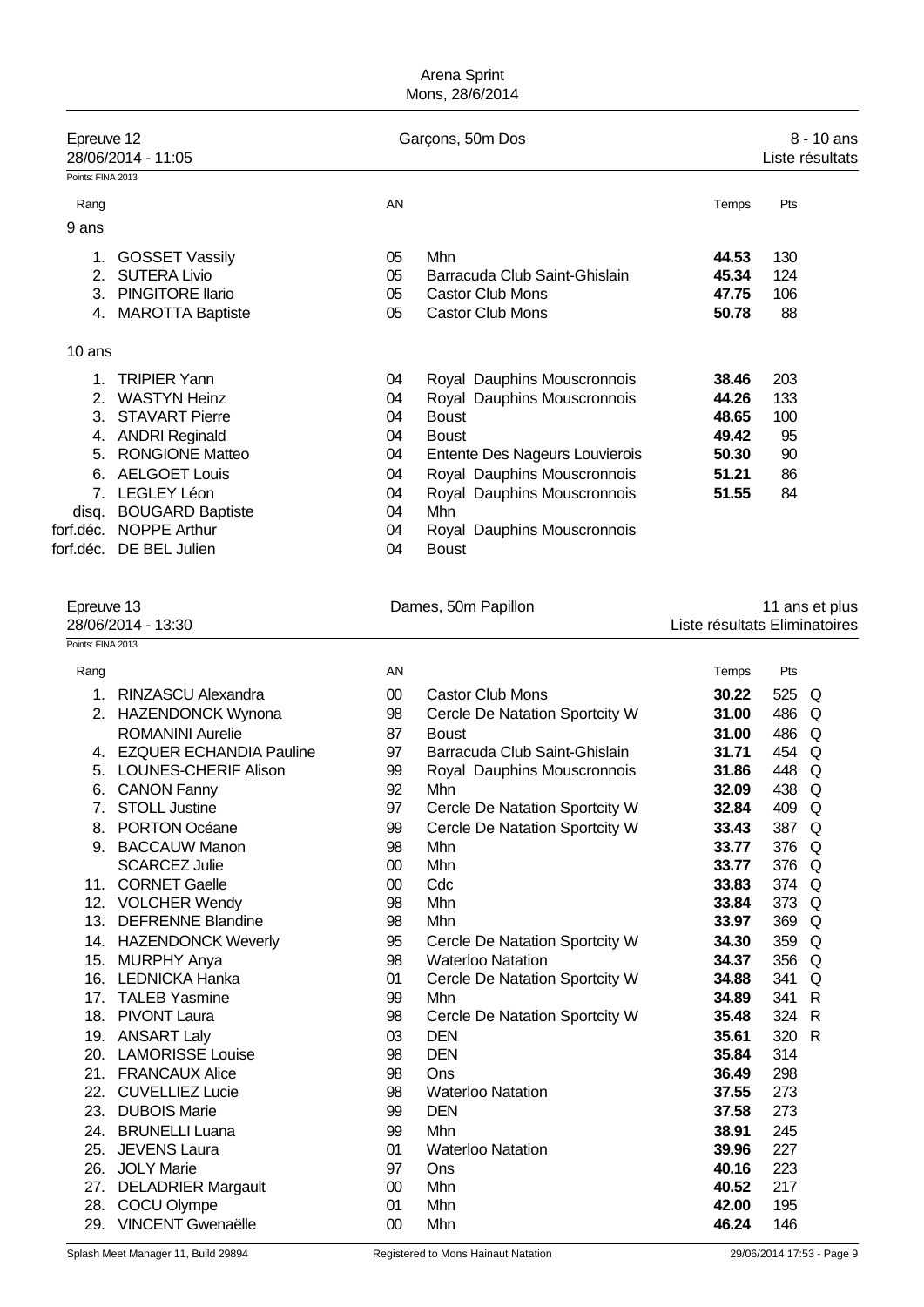Arena Sprint
Mons, 28/6/2014

## Epreuve 12 — Garçons, 50m Dos — 8 - 10 ans

28/06/2014 - 11:05 — Liste résultats

Points: FINA 2013

### 9 ans

| Rang | | AN | | Temps | Pts |
|---|---|---|---|---|---|
| 1. | GOSSET Vassily | 05 | Mhn | **44.53** | 130 |
| 2. | SUTERA Livio | 05 | Barracuda Club Saint-Ghislain | **45.34** | 124 |
| 3. | PINGITORE Ilario | 05 | Castor Club Mons | **47.75** | 106 |
| 4. | MAROTTA Baptiste | 05 | Castor Club Mons | **50.78** | 88 |

### 10 ans

| Rang | | AN | | Temps | Pts |
|---|---|---|---|---|---|
| 1. | TRIPIER Yann | 04 | Royal Dauphins Mouscronnois | **38.46** | 203 |
| 2. | WASTYN Heinz | 04 | Royal Dauphins Mouscronnois | **44.26** | 133 |
| 3. | STAVART Pierre | 04 | Boust | **48.65** | 100 |
| 4. | ANDRI Reginald | 04 | Boust | **49.42** | 95 |
| 5. | RONGIONE Matteo | 04 | Entente Des Nageurs Louvierois | **50.30** | 90 |
| 6. | AELGOET Louis | 04 | Royal Dauphins Mouscronnois | **51.21** | 86 |
| 7. | LEGLEY Léon | 04 | Royal Dauphins Mouscronnois | **51.55** | 84 |
| disq. | BOUGARD Baptiste | 04 | Mhn | | |
| forf.déc. | NOPPE Arthur | 04 | Royal Dauphins Mouscronnois | | |
| forf.déc. | DE BEL Julien | 04 | Boust | | |

## Epreuve 13 — Dames, 50m Papillon — 11 ans et plus

28/06/2014 - 13:30 — Liste résultats Eliminatoires

Points: FINA 2013

| Rang | | AN | | Temps | Pts | |
|---|---|---|---|---|---|---|
| 1. | RINZASCU Alexandra | 00 | Castor Club Mons | **30.22** | 525 | Q |
| 2. | HAZENDONCK Wynona | 98 | Cercle De Natation Sportcity W | **31.00** | 486 | Q |
| | ROMANINI Aurelie | 87 | Boust | **31.00** | 486 | Q |
| 4. | EZQUER ECHANDIA Pauline | 97 | Barracuda Club Saint-Ghislain | **31.71** | 454 | Q |
| 5. | LOUNES-CHERIF Alison | 99 | Royal Dauphins Mouscronnois | **31.86** | 448 | Q |
| 6. | CANON Fanny | 92 | Mhn | **32.09** | 438 | Q |
| 7. | STOLL Justine | 97 | Cercle De Natation Sportcity W | **32.84** | 409 | Q |
| 8. | PORTON Océane | 99 | Cercle De Natation Sportcity W | **33.43** | 387 | Q |
| 9. | BACCAUW Manon | 98 | Mhn | **33.77** | 376 | Q |
| | SCARCEZ Julie | 00 | Mhn | **33.77** | 376 | Q |
| 11. | CORNET Gaelle | 00 | Cdc | **33.83** | 374 | Q |
| 12. | VOLCHER Wendy | 98 | Mhn | **33.84** | 373 | Q |
| 13. | DEFRENNE Blandine | 98 | Mhn | **33.97** | 369 | Q |
| 14. | HAZENDONCK Weverly | 95 | Cercle De Natation Sportcity W | **34.30** | 359 | Q |
| 15. | MURPHY Anya | 98 | Waterloo Natation | **34.37** | 356 | Q |
| 16. | LEDNICKA Hanka | 01 | Cercle De Natation Sportcity W | **34.88** | 341 | Q |
| 17. | TALEB Yasmine | 99 | Mhn | **34.89** | 341 | R |
| 18. | PIVONT Laura | 98 | Cercle De Natation Sportcity W | **35.48** | 324 | R |
| 19. | ANSART Laly | 03 | DEN | **35.61** | 320 | R |
| 20. | LAMORISSE Louise | 98 | DEN | **35.84** | 314 | |
| 21. | FRANCAUX Alice | 98 | Ons | **36.49** | 298 | |
| 22. | CUVELLIEZ Lucie | 98 | Waterloo Natation | **37.55** | 273 | |
| 23. | DUBOIS Marie | 99 | DEN | **37.58** | 273 | |
| 24. | BRUNELLI Luana | 99 | Mhn | **38.91** | 245 | |
| 25. | JEVENS Laura | 01 | Waterloo Natation | **39.96** | 227 | |
| 26. | JOLY Marie | 97 | Ons | **40.16** | 223 | |
| 27. | DELADRIER Margault | 00 | Mhn | **40.52** | 217 | |
| 28. | COCU Olympe | 01 | Mhn | **42.00** | 195 | |
| 29. | VINCENT Gwenaëlle | 00 | Mhn | **46.24** | 146 | |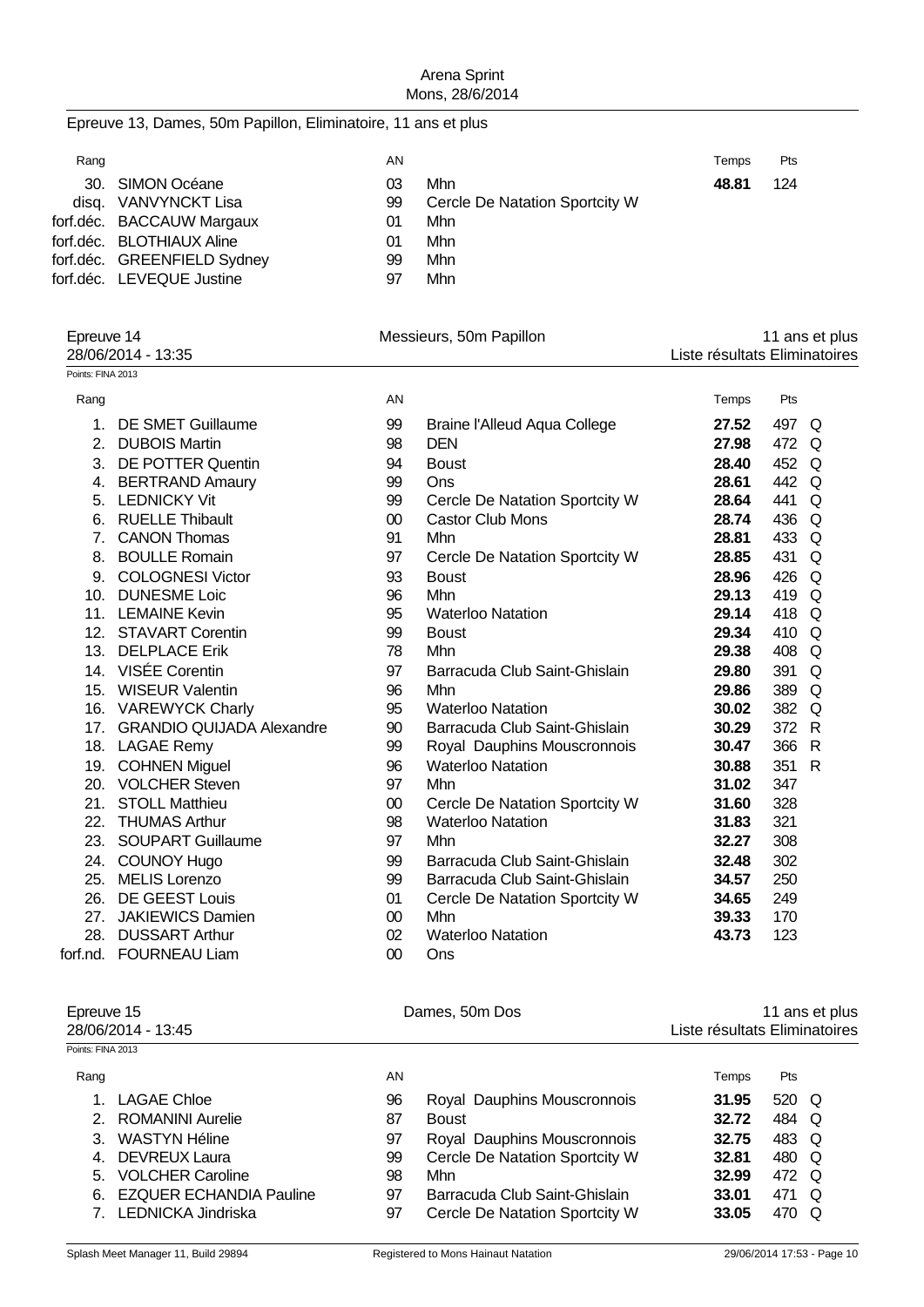Epreuve 13, Dames, 50m Papillon, Eliminatoire, 11 ans et plus

| Rang | | AN | | Temps | Pts | |
|---|---|---|---|---|---|---|
| 30. | SIMON Océane | 03 | Mhn | **48.81** | 124 | |
| disq. | VANVYNCKT Lisa | 99 | Cercle De Natation Sportcity W | | | |
| forf.déc. | BACCAUW Margaux | 01 | Mhn | | | |
| forf.déc. | BLOTHIAUX Aline | 01 | Mhn | | | |
| forf.déc. | GREENFIELD Sydney | 99 | Mhn | | | |
| forf.déc. | LEVEQUE Justine | 97 | Mhn | | | |

## Epreuve 14 — Messieurs, 50m Papillon — 11 ans et plus

28/06/2014 - 13:35 — Liste résultats Eliminatoires

Points: FINA 2013

| Rang | | AN | | Temps | Pts | |
|---|---|---|---|---|---|---|
| 1. | DE SMET Guillaume | 99 | Braine l'Alleud Aqua College | **27.52** | 497 | Q |
| 2. | DUBOIS Martin | 98 | DEN | **27.98** | 472 | Q |
| 3. | DE POTTER Quentin | 94 | Boust | **28.40** | 452 | Q |
| 4. | BERTRAND Amaury | 99 | Ons | **28.61** | 442 | Q |
| 5. | LEDNICKY Vit | 99 | Cercle De Natation Sportcity W | **28.64** | 441 | Q |
| 6. | RUELLE Thibault | 00 | Castor Club Mons | **28.74** | 436 | Q |
| 7. | CANON Thomas | 91 | Mhn | **28.81** | 433 | Q |
| 8. | BOULLE Romain | 97 | Cercle De Natation Sportcity W | **28.85** | 431 | Q |
| 9. | COLOGNESI Victor | 93 | Boust | **28.96** | 426 | Q |
| 10. | DUNESME Loic | 96 | Mhn | **29.13** | 419 | Q |
| 11. | LEMAINE Kevin | 95 | Waterloo Natation | **29.14** | 418 | Q |
| 12. | STAVART Corentin | 99 | Boust | **29.34** | 410 | Q |
| 13. | DELPLACE Erik | 78 | Mhn | **29.38** | 408 | Q |
| 14. | VISÉE Corentin | 97 | Barracuda Club Saint-Ghislain | **29.80** | 391 | Q |
| 15. | WISEUR Valentin | 96 | Mhn | **29.86** | 389 | Q |
| 16. | VAREWYCK Charly | 95 | Waterloo Natation | **30.02** | 382 | Q |
| 17. | GRANDIO QUIJADA Alexandre | 90 | Barracuda Club Saint-Ghislain | **30.29** | 372 | R |
| 18. | LAGAE Remy | 99 | Royal Dauphins Mouscronnois | **30.47** | 366 | R |
| 19. | COHNEN Miguel | 96 | Waterloo Natation | **30.88** | 351 | R |
| 20. | VOLCHER Steven | 97 | Mhn | **31.02** | 347 | |
| 21. | STOLL Matthieu | 00 | Cercle De Natation Sportcity W | **31.60** | 328 | |
| 22. | THUMAS Arthur | 98 | Waterloo Natation | **31.83** | 321 | |
| 23. | SOUPART Guillaume | 97 | Mhn | **32.27** | 308 | |
| 24. | COUNOY Hugo | 99 | Barracuda Club Saint-Ghislain | **32.48** | 302 | |
| 25. | MELIS Lorenzo | 99 | Barracuda Club Saint-Ghislain | **34.57** | 250 | |
| 26. | DE GEEST Louis | 01 | Cercle De Natation Sportcity W | **34.65** | 249 | |
| 27. | JAKIEWICS Damien | 00 | Mhn | **39.33** | 170 | |
| 28. | DUSSART Arthur | 02 | Waterloo Natation | **43.73** | 123 | |
| forf.nd. | FOURNEAU Liam | 00 | Ons | | | |

## Epreuve 15 — Dames, 50m Dos — 11 ans et plus

28/06/2014 - 13:45 — Liste résultats Eliminatoires

Points: FINA 2013

| Rang | | AN | | Temps | Pts | |
|---|---|---|---|---|---|---|
| 1. | LAGAE Chloe | 96 | Royal Dauphins Mouscronnois | **31.95** | 520 | Q |
| 2. | ROMANINI Aurelie | 87 | Boust | **32.72** | 484 | Q |
| 3. | WASTYN Héline | 97 | Royal Dauphins Mouscronnois | **32.75** | 483 | Q |
| 4. | DEVREUX Laura | 99 | Cercle De Natation Sportcity W | **32.81** | 480 | Q |
| 5. | VOLCHER Caroline | 98 | Mhn | **32.99** | 472 | Q |
| 6. | EZQUER ECHANDIA Pauline | 97 | Barracuda Club Saint-Ghislain | **33.01** | 471 | Q |
| 7. | LEDNICKA Jindriska | 97 | Cercle De Natation Sportcity W | **33.05** | 470 | Q |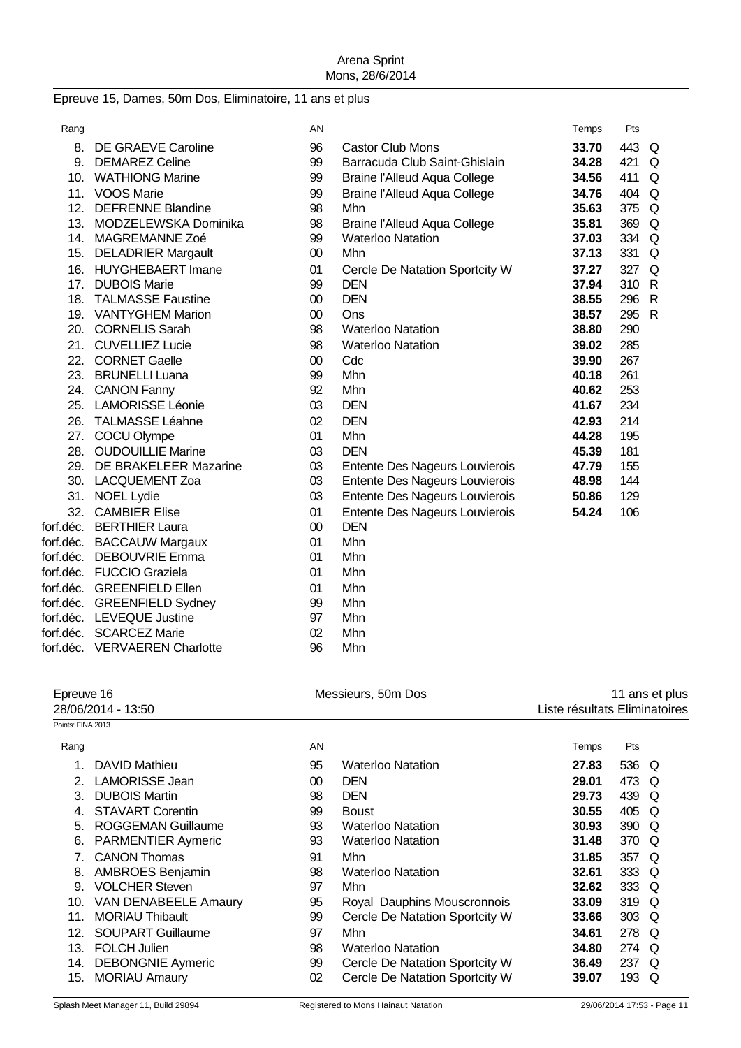Epreuve 15, Dames, 50m Dos, Eliminatoire, 11 ans et plus

| Rang | | AN | | Temps | Pts | |
|---|---|---|---|---|---|---|
| 8. | DE GRAEVE Caroline | 96 | Castor Club Mons | **33.70** | 443 | Q |
| 9. | DEMAREZ Celine | 99 | Barracuda Club Saint-Ghislain | **34.28** | 421 | Q |
| 10. | WATHIONG Marine | 99 | Braine l'Alleud Aqua College | **34.56** | 411 | Q |
| 11. | VOOS Marie | 99 | Braine l'Alleud Aqua College | **34.76** | 404 | Q |
| 12. | DEFRENNE Blandine | 98 | Mhn | **35.63** | 375 | Q |
| 13. | MODZELEWSKA Dominika | 98 | Braine l'Alleud Aqua College | **35.81** | 369 | Q |
| 14. | MAGREMANNE Zoé | 99 | Waterloo Natation | **37.03** | 334 | Q |
| 15. | DELADRIER Margault | 00 | Mhn | **37.13** | 331 | Q |
| 16. | HUYGHEBAERT Imane | 01 | Cercle De Natation Sportcity W | **37.27** | 327 | Q |
| 17. | DUBOIS Marie | 99 | DEN | **37.94** | 310 | R |
| 18. | TALMASSE Faustine | 00 | DEN | **38.55** | 296 | R |
| 19. | VANTYGHEM Marion | 00 | Ons | **38.57** | 295 | R |
| 20. | CORNELIS Sarah | 98 | Waterloo Natation | **38.80** | 290 | |
| 21. | CUVELLIEZ Lucie | 98 | Waterloo Natation | **39.02** | 285 | |
| 22. | CORNET Gaelle | 00 | Cdc | **39.90** | 267 | |
| 23. | BRUNELLI Luana | 99 | Mhn | **40.18** | 261 | |
| 24. | CANON Fanny | 92 | Mhn | **40.62** | 253 | |
| 25. | LAMORISSE Léonie | 03 | DEN | **41.67** | 234 | |
| 26. | TALMASSE Léahne | 02 | DEN | **42.93** | 214 | |
| 27. | COCU Olympe | 01 | Mhn | **44.28** | 195 | |
| 28. | OUDOUILLIE Marine | 03 | DEN | **45.39** | 181 | |
| 29. | DE BRAKELEER Mazarine | 03 | Entente Des Nageurs Louvierois | **47.79** | 155 | |
| 30. | LACQUEMENT Zoa | 03 | Entente Des Nageurs Louvierois | **48.98** | 144 | |
| 31. | NOEL Lydie | 03 | Entente Des Nageurs Louvierois | **50.86** | 129 | |
| 32. | CAMBIER Elise | 01 | Entente Des Nageurs Louvierois | **54.24** | 106 | |
| forf.déc. | BERTHIER Laura | 00 | DEN | | | |
| forf.déc. | BACCAUW Margaux | 01 | Mhn | | | |
| forf.déc. | DEBOUVRIE Emma | 01 | Mhn | | | |
| forf.déc. | FUCCIO Graziela | 01 | Mhn | | | |
| forf.déc. | GREENFIELD Ellen | 01 | Mhn | | | |
| forf.déc. | GREENFIELD Sydney | 99 | Mhn | | | |
| forf.déc. | LEVEQUE Justine | 97 | Mhn | | | |
| forf.déc. | SCARCEZ Marie | 02 | Mhn | | | |
| forf.déc. | VERVAEREN Charlotte | 96 | Mhn | | | |

Epreuve 16 — Messieurs, 50m Dos — 11 ans et plus

28/06/2014 - 13:50 — Liste résultats Eliminatoires

Points: FINA 2013

| Rang | | AN | | Temps | Pts | |
|---|---|---|---|---|---|---|
| 1. | DAVID Mathieu | 95 | Waterloo Natation | **27.83** | 536 | Q |
| 2. | LAMORISSE Jean | 00 | DEN | **29.01** | 473 | Q |
| 3. | DUBOIS Martin | 98 | DEN | **29.73** | 439 | Q |
| 4. | STAVART Corentin | 99 | Boust | **30.55** | 405 | Q |
| 5. | ROGGEMAN Guillaume | 93 | Waterloo Natation | **30.93** | 390 | Q |
| 6. | PARMENTIER Aymeric | 93 | Waterloo Natation | **31.48** | 370 | Q |
| 7. | CANON Thomas | 91 | Mhn | **31.85** | 357 | Q |
| 8. | AMBROES Benjamin | 98 | Waterloo Natation | **32.61** | 333 | Q |
| 9. | VOLCHER Steven | 97 | Mhn | **32.62** | 333 | Q |
| 10. | VAN DENABEELE Amaury | 95 | Royal Dauphins Mouscronnois | **33.09** | 319 | Q |
| 11. | MORIAU Thibault | 99 | Cercle De Natation Sportcity W | **33.66** | 303 | Q |
| 12. | SOUPART Guillaume | 97 | Mhn | **34.61** | 278 | Q |
| 13. | FOLCH Julien | 98 | Waterloo Natation | **34.80** | 274 | Q |
| 14. | DEBONGNIE Aymeric | 99 | Cercle De Natation Sportcity W | **36.49** | 237 | Q |
| 15. | MORIAU Amaury | 02 | Cercle De Natation Sportcity W | **39.07** | 193 | Q |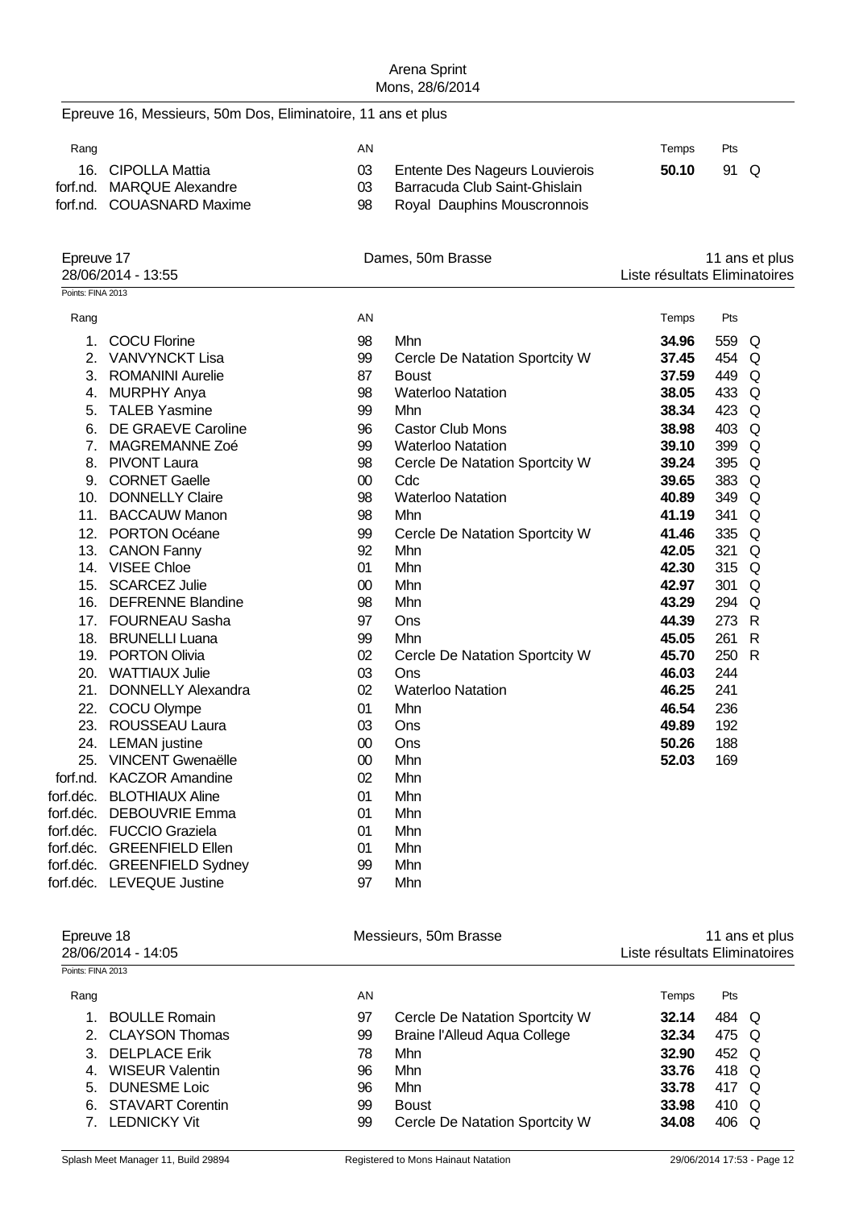Epreuve 16, Messieurs, 50m Dos, Eliminatoire, 11 ans et plus

| Rang | | AN | | Temps | Pts | |
|---|---|---|---|---|---|---|
| 16. | CIPOLLA Mattia | 03 | Entente Des Nageurs Louvierois | **50.10** | 91 | Q |
| forf.nd. | MARQUE Alexandre | 03 | Barracuda Club Saint-Ghislain | | | |
| forf.nd. | COUASNARD Maxime | 98 | Royal Dauphins Mouscronnois | | | |

## Epreuve 17 — Dames, 50m Brasse — 11 ans et plus

28/06/2014 - 13:55 — Liste résultats Eliminatoires

Points: FINA 2013

| Rang | | AN | | Temps | Pts | |
|---|---|---|---|---|---|---|
| 1. | COCU Florine | 98 | Mhn | **34.96** | 559 | Q |
| 2. | VANVYNCKT Lisa | 99 | Cercle De Natation Sportcity W | **37.45** | 454 | Q |
| 3. | ROMANINI Aurelie | 87 | Boust | **37.59** | 449 | Q |
| 4. | MURPHY Anya | 98 | Waterloo Natation | **38.05** | 433 | Q |
| 5. | TALEB Yasmine | 99 | Mhn | **38.34** | 423 | Q |
| 6. | DE GRAEVE Caroline | 96 | Castor Club Mons | **38.98** | 403 | Q |
| 7. | MAGREMANNE Zoé | 99 | Waterloo Natation | **39.10** | 399 | Q |
| 8. | PIVONT Laura | 98 | Cercle De Natation Sportcity W | **39.24** | 395 | Q |
| 9. | CORNET Gaelle | 00 | Cdc | **39.65** | 383 | Q |
| 10. | DONNELLY Claire | 98 | Waterloo Natation | **40.89** | 349 | Q |
| 11. | BACCAUW Manon | 98 | Mhn | **41.19** | 341 | Q |
| 12. | PORTON Océane | 99 | Cercle De Natation Sportcity W | **41.46** | 335 | Q |
| 13. | CANON Fanny | 92 | Mhn | **42.05** | 321 | Q |
| 14. | VISEE Chloe | 01 | Mhn | **42.30** | 315 | Q |
| 15. | SCARCEZ Julie | 00 | Mhn | **42.97** | 301 | Q |
| 16. | DEFRENNE Blandine | 98 | Mhn | **43.29** | 294 | Q |
| 17. | FOURNEAU Sasha | 97 | Ons | **44.39** | 273 | R |
| 18. | BRUNELLI Luana | 99 | Mhn | **45.05** | 261 | R |
| 19. | PORTON Olivia | 02 | Cercle De Natation Sportcity W | **45.70** | 250 | R |
| 20. | WATTIAUX Julie | 03 | Ons | **46.03** | 244 | |
| 21. | DONNELLY Alexandra | 02 | Waterloo Natation | **46.25** | 241 | |
| 22. | COCU Olympe | 01 | Mhn | **46.54** | 236 | |
| 23. | ROUSSEAU Laura | 03 | Ons | **49.89** | 192 | |
| 24. | LEMAN justine | 00 | Ons | **50.26** | 188 | |
| 25. | VINCENT Gwenaëlle | 00 | Mhn | **52.03** | 169 | |
| forf.nd. | KACZOR Amandine | 02 | Mhn | | | |
| forf.déc. | BLOTHIAUX Aline | 01 | Mhn | | | |
| forf.déc. | DEBOUVRIE Emma | 01 | Mhn | | | |
| forf.déc. | FUCCIO Graziela | 01 | Mhn | | | |
| forf.déc. | GREENFIELD Ellen | 01 | Mhn | | | |
| forf.déc. | GREENFIELD Sydney | 99 | Mhn | | | |
| forf.déc. | LEVEQUE Justine | 97 | Mhn | | | |

## Epreuve 18 — Messieurs, 50m Brasse — 11 ans et plus

28/06/2014 - 14:05 — Liste résultats Eliminatoires

Points: FINA 2013

| Rang | | AN | | Temps | Pts | |
|---|---|---|---|---|---|---|
| 1. | BOULLE Romain | 97 | Cercle De Natation Sportcity W | **32.14** | 484 | Q |
| 2. | CLAYSON Thomas | 99 | Braine l'Alleud Aqua College | **32.34** | 475 | Q |
| 3. | DELPLACE Erik | 78 | Mhn | **32.90** | 452 | Q |
| 4. | WISEUR Valentin | 96 | Mhn | **33.76** | 418 | Q |
| 5. | DUNESME Loic | 96 | Mhn | **33.78** | 417 | Q |
| 6. | STAVART Corentin | 99 | Boust | **33.98** | 410 | Q |
| 7. | LEDNICKY Vit | 99 | Cercle De Natation Sportcity W | **34.08** | 406 | Q |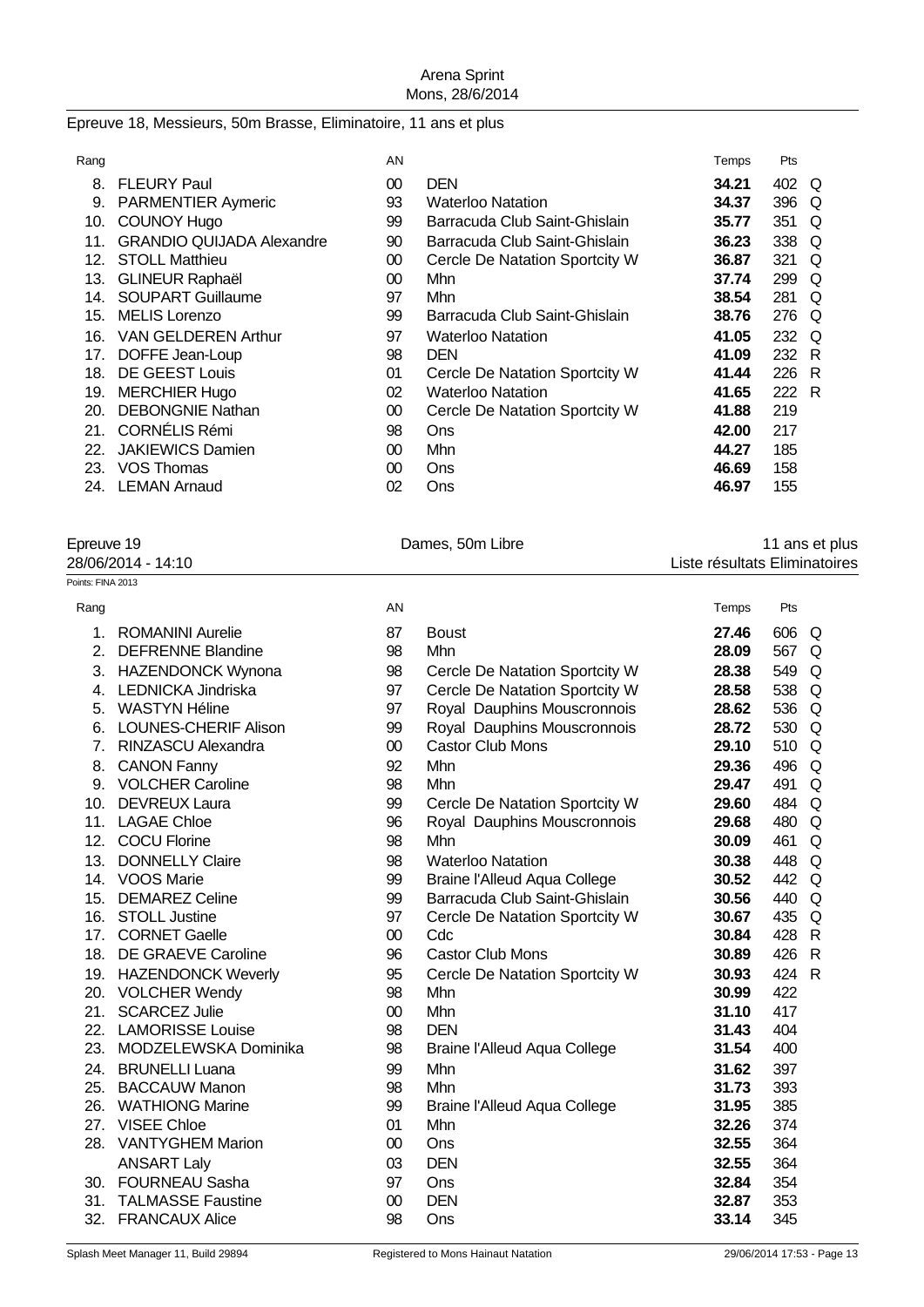Arena Sprint
Mons, 28/6/2014

## Epreuve 18, Messieurs, 50m Brasse, Eliminatoire, 11 ans et plus

| Rang | | AN | | Temps | Pts | |
|---|---|---|---|---|---|---|
| 8. | FLEURY Paul | 00 | DEN | **34.21** | 402 | Q |
| 9. | PARMENTIER Aymeric | 93 | Waterloo Natation | **34.37** | 396 | Q |
| 10. | COUNOY Hugo | 99 | Barracuda Club Saint-Ghislain | **35.77** | 351 | Q |
| 11. | GRANDIO QUIJADA Alexandre | 90 | Barracuda Club Saint-Ghislain | **36.23** | 338 | Q |
| 12. | STOLL Matthieu | 00 | Cercle De Natation Sportcity W | **36.87** | 321 | Q |
| 13. | GLINEUR Raphaël | 00 | Mhn | **37.74** | 299 | Q |
| 14. | SOUPART Guillaume | 97 | Mhn | **38.54** | 281 | Q |
| 15. | MELIS Lorenzo | 99 | Barracuda Club Saint-Ghislain | **38.76** | 276 | Q |
| 16. | VAN GELDEREN Arthur | 97 | Waterloo Natation | **41.05** | 232 | Q |
| 17. | DOFFE Jean-Loup | 98 | DEN | **41.09** | 232 | R |
| 18. | DE GEEST Louis | 01 | Cercle De Natation Sportcity W | **41.44** | 226 | R |
| 19. | MERCHIER Hugo | 02 | Waterloo Natation | **41.65** | 222 | R |
| 20. | DEBONGNIE Nathan | 00 | Cercle De Natation Sportcity W | **41.88** | 219 | |
| 21. | CORNÉLIS Rémi | 98 | Ons | **42.00** | 217 | |
| 22. | JAKIEWICS Damien | 00 | Mhn | **44.27** | 185 | |
| 23. | VOS Thomas | 00 | Ons | **46.69** | 158 | |
| 24. | LEMAN Arnaud | 02 | Ons | **46.97** | 155 | |

## Epreuve 19 — Dames, 50m Libre — 11 ans et plus

28/06/2014 - 14:10 — Liste résultats Eliminatoires

Points: FINA 2013

| Rang | | AN | | Temps | Pts | |
|---|---|---|---|---|---|---|
| 1. | ROMANINI Aurelie | 87 | Boust | **27.46** | 606 | Q |
| 2. | DEFRENNE Blandine | 98 | Mhn | **28.09** | 567 | Q |
| 3. | HAZENDONCK Wynona | 98 | Cercle De Natation Sportcity W | **28.38** | 549 | Q |
| 4. | LEDNICKA Jindriska | 97 | Cercle De Natation Sportcity W | **28.58** | 538 | Q |
| 5. | WASTYN Héline | 97 | Royal Dauphins Mouscronnois | **28.62** | 536 | Q |
| 6. | LOUNES-CHERIF Alison | 99 | Royal Dauphins Mouscronnois | **28.72** | 530 | Q |
| 7. | RINZASCU Alexandra | 00 | Castor Club Mons | **29.10** | 510 | Q |
| 8. | CANON Fanny | 92 | Mhn | **29.36** | 496 | Q |
| 9. | VOLCHER Caroline | 98 | Mhn | **29.47** | 491 | Q |
| 10. | DEVREUX Laura | 99 | Cercle De Natation Sportcity W | **29.60** | 484 | Q |
| 11. | LAGAE Chloe | 96 | Royal Dauphins Mouscronnois | **29.68** | 480 | Q |
| 12. | COCU Florine | 98 | Mhn | **30.09** | 461 | Q |
| 13. | DONNELLY Claire | 98 | Waterloo Natation | **30.38** | 448 | Q |
| 14. | VOOS Marie | 99 | Braine l'Alleud Aqua College | **30.52** | 442 | Q |
| 15. | DEMAREZ Celine | 99 | Barracuda Club Saint-Ghislain | **30.56** | 440 | Q |
| 16. | STOLL Justine | 97 | Cercle De Natation Sportcity W | **30.67** | 435 | Q |
| 17. | CORNET Gaelle | 00 | Cdc | **30.84** | 428 | R |
| 18. | DE GRAEVE Caroline | 96 | Castor Club Mons | **30.89** | 426 | R |
| 19. | HAZENDONCK Weverly | 95 | Cercle De Natation Sportcity W | **30.93** | 424 | R |
| 20. | VOLCHER Wendy | 98 | Mhn | **30.99** | 422 | |
| 21. | SCARCEZ Julie | 00 | Mhn | **31.10** | 417 | |
| 22. | LAMORISSE Louise | 98 | DEN | **31.43** | 404 | |
| 23. | MODZELEWSKA Dominika | 98 | Braine l'Alleud Aqua College | **31.54** | 400 | |
| 24. | BRUNELLI Luana | 99 | Mhn | **31.62** | 397 | |
| 25. | BACCAUW Manon | 98 | Mhn | **31.73** | 393 | |
| 26. | WATHIONG Marine | 99 | Braine l'Alleud Aqua College | **31.95** | 385 | |
| 27. | VISEE Chloe | 01 | Mhn | **32.26** | 374 | |
| 28. | VANTYGHEM Marion | 00 | Ons | **32.55** | 364 | |
| | ANSART Laly | 03 | DEN | **32.55** | 364 | |
| 30. | FOURNEAU Sasha | 97 | Ons | **32.84** | 354 | |
| 31. | TALMASSE Faustine | 00 | DEN | **32.87** | 353 | |
| 32. | FRANCAUX Alice | 98 | Ons | **33.14** | 345 | |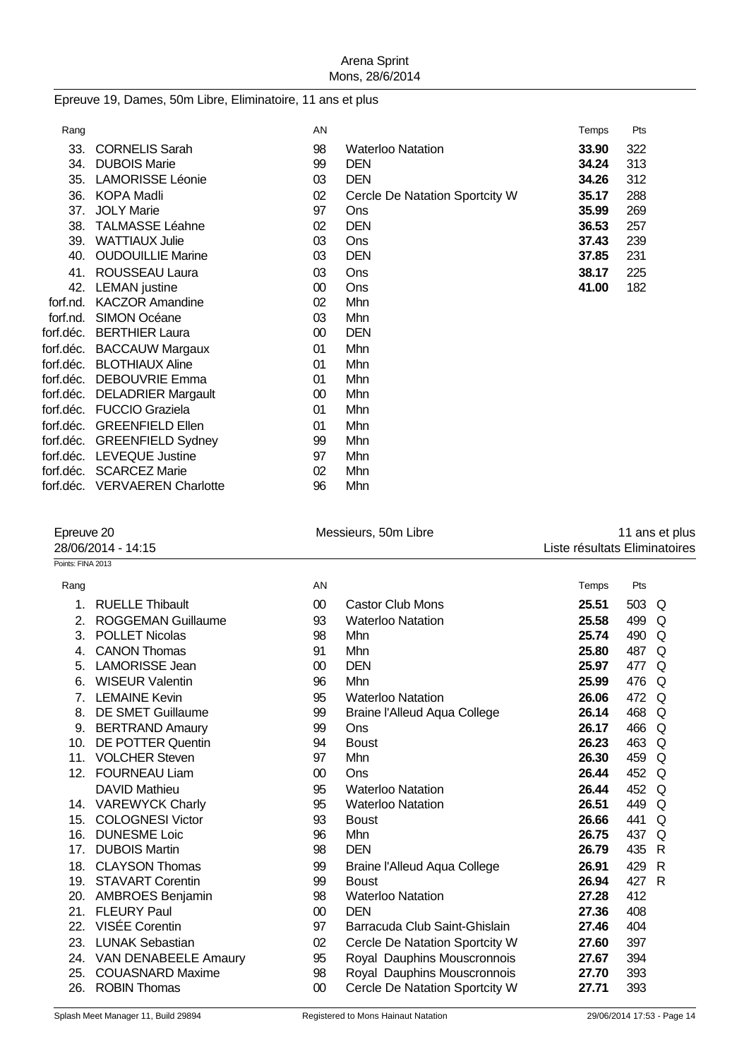Epreuve 19, Dames, 50m Libre, Eliminatoire, 11 ans et plus

| Rang | | AN | | Temps | Pts |
|---|---|---|---|---|---|
| 33. | CORNELIS Sarah | 98 | Waterloo Natation | **33.90** | 322 |
| 34. | DUBOIS Marie | 99 | DEN | **34.24** | 313 |
| 35. | LAMORISSE Léonie | 03 | DEN | **34.26** | 312 |
| 36. | KOPA Madli | 02 | Cercle De Natation Sportcity W | **35.17** | 288 |
| 37. | JOLY Marie | 97 | Ons | **35.99** | 269 |
| 38. | TALMASSE Léahne | 02 | DEN | **36.53** | 257 |
| 39. | WATTIAUX Julie | 03 | Ons | **37.43** | 239 |
| 40. | OUDOUILLIE Marine | 03 | DEN | **37.85** | 231 |
| 41. | ROUSSEAU Laura | 03 | Ons | **38.17** | 225 |
| 42. | LEMAN justine | 00 | Ons | **41.00** | 182 |
| forf.nd. | KACZOR Amandine | 02 | Mhn | | |
| forf.nd. | SIMON Océane | 03 | Mhn | | |
| forf.déc. | BERTHIER Laura | 00 | DEN | | |
| forf.déc. | BACCAUW Margaux | 01 | Mhn | | |
| forf.déc. | BLOTHIAUX Aline | 01 | Mhn | | |
| forf.déc. | DEBOUVRIE Emma | 01 | Mhn | | |
| forf.déc. | DELADRIER Margault | 00 | Mhn | | |
| forf.déc. | FUCCIO Graziela | 01 | Mhn | | |
| forf.déc. | GREENFIELD Ellen | 01 | Mhn | | |
| forf.déc. | GREENFIELD Sydney | 99 | Mhn | | |
| forf.déc. | LEVEQUE Justine | 97 | Mhn | | |
| forf.déc. | SCARCEZ Marie | 02 | Mhn | | |
| forf.déc. | VERVAEREN Charlotte | 96 | Mhn | | |

Epreuve 20 — Messieurs, 50m Libre — 11 ans et plus

28/06/2014 - 14:15 — Liste résultats Eliminatoires

Points: FINA 2013

| Rang | | AN | | Temps | Pts | |
|---|---|---|---|---|---|---|
| 1. | RUELLE Thibault | 00 | Castor Club Mons | **25.51** | 503 | Q |
| 2. | ROGGEMAN Guillaume | 93 | Waterloo Natation | **25.58** | 499 | Q |
| 3. | POLLET Nicolas | 98 | Mhn | **25.74** | 490 | Q |
| 4. | CANON Thomas | 91 | Mhn | **25.80** | 487 | Q |
| 5. | LAMORISSE Jean | 00 | DEN | **25.97** | 477 | Q |
| 6. | WISEUR Valentin | 96 | Mhn | **25.99** | 476 | Q |
| 7. | LEMAINE Kevin | 95 | Waterloo Natation | **26.06** | 472 | Q |
| 8. | DE SMET Guillaume | 99 | Braine l'Alleud Aqua College | **26.14** | 468 | Q |
| 9. | BERTRAND Amaury | 99 | Ons | **26.17** | 466 | Q |
| 10. | DE POTTER Quentin | 94 | Boust | **26.23** | 463 | Q |
| 11. | VOLCHER Steven | 97 | Mhn | **26.30** | 459 | Q |
| 12. | FOURNEAU Liam | 00 | Ons | **26.44** | 452 | Q |
| | DAVID Mathieu | 95 | Waterloo Natation | **26.44** | 452 | Q |
| 14. | VAREWYCK Charly | 95 | Waterloo Natation | **26.51** | 449 | Q |
| 15. | COLOGNESI Victor | 93 | Boust | **26.66** | 441 | Q |
| 16. | DUNESME Loic | 96 | Mhn | **26.75** | 437 | Q |
| 17. | DUBOIS Martin | 98 | DEN | **26.79** | 435 | R |
| 18. | CLAYSON Thomas | 99 | Braine l'Alleud Aqua College | **26.91** | 429 | R |
| 19. | STAVART Corentin | 99 | Boust | **26.94** | 427 | R |
| 20. | AMBROES Benjamin | 98 | Waterloo Natation | **27.28** | 412 | |
| 21. | FLEURY Paul | 00 | DEN | **27.36** | 408 | |
| 22. | VISÉE Corentin | 97 | Barracuda Club Saint-Ghislain | **27.46** | 404 | |
| 23. | LUNAK Sebastian | 02 | Cercle De Natation Sportcity W | **27.60** | 397 | |
| 24. | VAN DENABEELE Amaury | 95 | Royal Dauphins Mouscronnois | **27.67** | 394 | |
| 25. | COUASNARD Maxime | 98 | Royal Dauphins Mouscronnois | **27.70** | 393 | |
| 26. | ROBIN Thomas | 00 | Cercle De Natation Sportcity W | **27.71** | 393 | |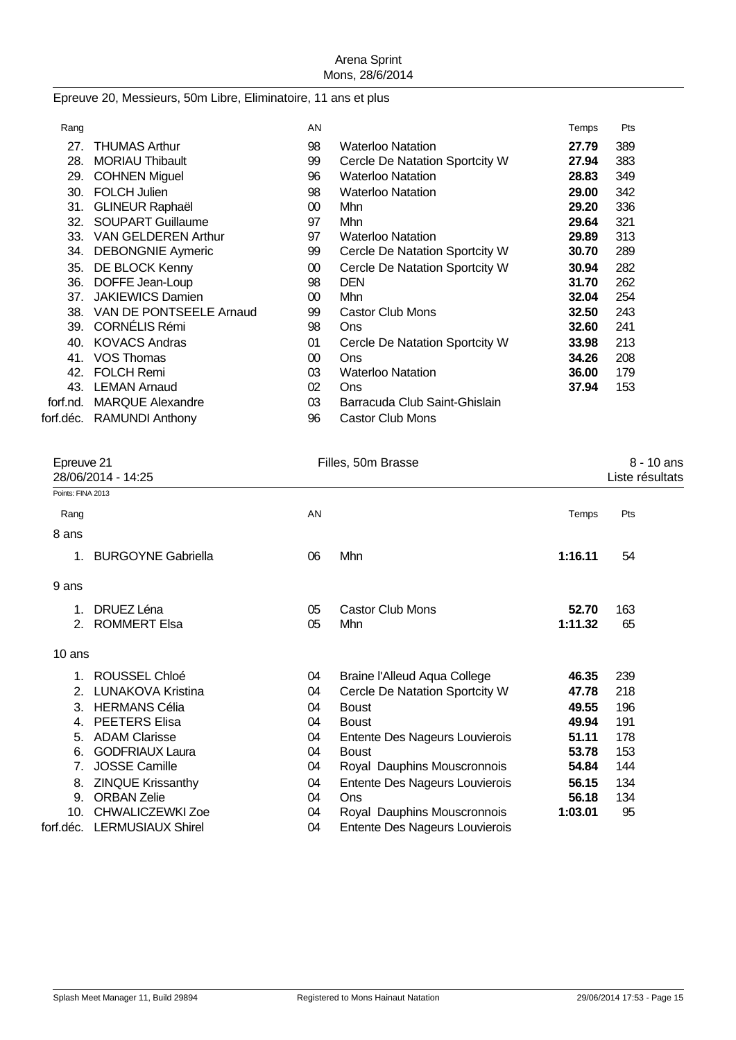Epreuve 20, Messieurs, 50m Libre, Eliminatoire, 11 ans et plus

| Rang | | AN | | Temps | Pts |
|---|---|---|---|---|---|
| 27. | THUMAS Arthur | 98 | Waterloo Natation | **27.79** | 389 |
| 28. | MORIAU Thibault | 99 | Cercle De Natation Sportcity W | **27.94** | 383 |
| 29. | COHNEN Miguel | 96 | Waterloo Natation | **28.83** | 349 |
| 30. | FOLCH Julien | 98 | Waterloo Natation | **29.00** | 342 |
| 31. | GLINEUR Raphaël | 00 | Mhn | **29.20** | 336 |
| 32. | SOUPART Guillaume | 97 | Mhn | **29.64** | 321 |
| 33. | VAN GELDEREN Arthur | 97 | Waterloo Natation | **29.89** | 313 |
| 34. | DEBONGNIE Aymeric | 99 | Cercle De Natation Sportcity W | **30.70** | 289 |
| 35. | DE BLOCK Kenny | 00 | Cercle De Natation Sportcity W | **30.94** | 282 |
| 36. | DOFFE Jean-Loup | 98 | DEN | **31.70** | 262 |
| 37. | JAKIEWICS Damien | 00 | Mhn | **32.04** | 254 |
| 38. | VAN DE PONTSEELE Arnaud | 99 | Castor Club Mons | **32.50** | 243 |
| 39. | CORNÉLIS Rémi | 98 | Ons | **32.60** | 241 |
| 40. | KOVACS Andras | 01 | Cercle De Natation Sportcity W | **33.98** | 213 |
| 41. | VOS Thomas | 00 | Ons | **34.26** | 208 |
| 42. | FOLCH Remi | 03 | Waterloo Natation | **36.00** | 179 |
| 43. | LEMAN Arnaud | 02 | Ons | **37.94** | 153 |
| forf.nd. | MARQUE Alexandre | 03 | Barracuda Club Saint-Ghislain | | |
| forf.déc. | RAMUNDI Anthony | 96 | Castor Club Mons | | |

Epreuve 21 — Filles, 50m Brasse — 8 - 10 ans

28/06/2014 - 14:25 — Liste résultats

Points: FINA 2013

| Rang | | AN | | Temps | Pts |
|---|---|---|---|---|---|
| **8 ans** | | | | | |
| 1. | BURGOYNE Gabriella | 06 | Mhn | **1:16.11** | 54 |
| **9 ans** | | | | | |
| 1. | DRUEZ Léna | 05 | Castor Club Mons | **52.70** | 163 |
| 2. | ROMMERT Elsa | 05 | Mhn | **1:11.32** | 65 |
| **10 ans** | | | | | |
| 1. | ROUSSEL Chloé | 04 | Braine l'Alleud Aqua College | **46.35** | 239 |
| 2. | LUNAKOVA Kristina | 04 | Cercle De Natation Sportcity W | **47.78** | 218 |
| 3. | HERMANS Célia | 04 | Boust | **49.55** | 196 |
| 4. | PEETERS Elisa | 04 | Boust | **49.94** | 191 |
| 5. | ADAM Clarisse | 04 | Entente Des Nageurs Louvierois | **51.11** | 178 |
| 6. | GODFRIAUX Laura | 04 | Boust | **53.78** | 153 |
| 7. | JOSSE Camille | 04 | Royal Dauphins Mouscronnois | **54.84** | 144 |
| 8. | ZINQUE Krissanthy | 04 | Entente Des Nageurs Louvierois | **56.15** | 134 |
| 9. | ORBAN Zelie | 04 | Ons | **56.18** | 134 |
| 10. | CHWALICZEWKI Zoe | 04 | Royal Dauphins Mouscronnois | **1:03.01** | 95 |
| forf.déc. | LERMUSIAUX Shirel | 04 | Entente Des Nageurs Louvierois | | |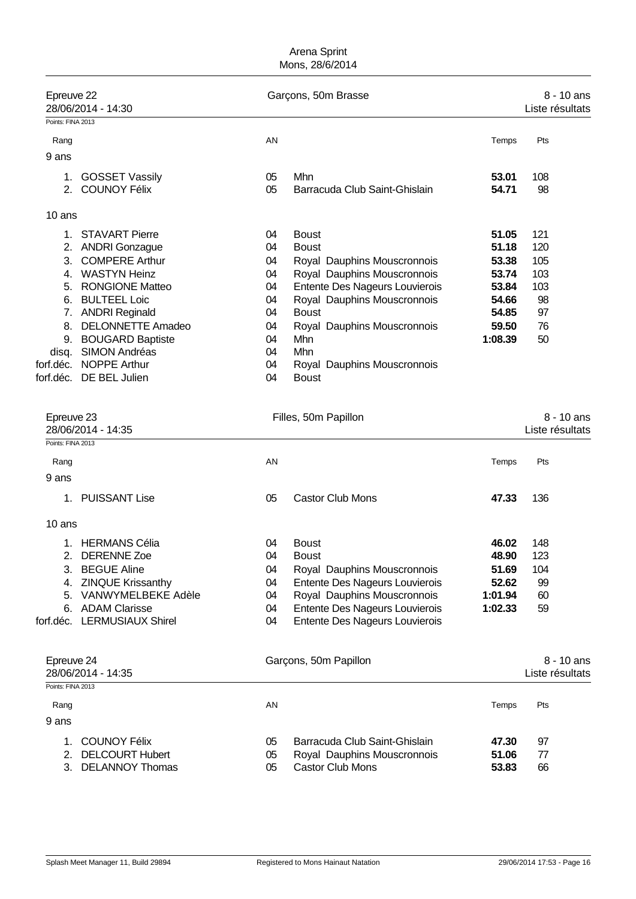Arena Sprint
Mons, 28/6/2014

## Epreuve 22 — Garçons, 50m Brasse — 8 - 10 ans

28/06/2014 - 14:30 — Liste résultats

Points: FINA 2013

| Rang | | AN | | Temps | Pts |
|---|---|---|---|---|---|
| **9 ans** | | | | | |
| 1. | GOSSET Vassily | 05 | Mhn | **53.01** | 108 |
| 2. | COUNOY Félix | 05 | Barracuda Club Saint-Ghislain | **54.71** | 98 |
| **10 ans** | | | | | |
| 1. | STAVART Pierre | 04 | Boust | **51.05** | 121 |
| 2. | ANDRI Gonzague | 04 | Boust | **51.18** | 120 |
| 3. | COMPERE Arthur | 04 | Royal Dauphins Mouscronnois | **53.38** | 105 |
| 4. | WASTYN Heinz | 04 | Royal Dauphins Mouscronnois | **53.74** | 103 |
| 5. | RONGIONE Matteo | 04 | Entente Des Nageurs Louvierois | **53.84** | 103 |
| 6. | BULTEEL Loic | 04 | Royal Dauphins Mouscronnois | **54.66** | 98 |
| 7. | ANDRI Reginald | 04 | Boust | **54.85** | 97 |
| 8. | DELONNETTE Amadeo | 04 | Royal Dauphins Mouscronnois | **59.50** | 76 |
| 9. | BOUGARD Baptiste | 04 | Mhn | **1:08.39** | 50 |
| disq. | SIMON Andréas | 04 | Mhn | | |
| forf.déc. | NOPPE Arthur | 04 | Royal Dauphins Mouscronnois | | |
| forf.déc. | DE BEL Julien | 04 | Boust | | |

## Epreuve 23 — Filles, 50m Papillon — 8 - 10 ans

28/06/2014 - 14:35 — Liste résultats

Points: FINA 2013

| Rang | | AN | | Temps | Pts |
|---|---|---|---|---|---|
| **9 ans** | | | | | |
| 1. | PUISSANT Lise | 05 | Castor Club Mons | **47.33** | 136 |
| **10 ans** | | | | | |
| 1. | HERMANS Célia | 04 | Boust | **46.02** | 148 |
| 2. | DERENNE Zoe | 04 | Boust | **48.90** | 123 |
| 3. | BEGUE Aline | 04 | Royal Dauphins Mouscronnois | **51.69** | 104 |
| 4. | ZINQUE Krissanthy | 04 | Entente Des Nageurs Louvierois | **52.62** | 99 |
| 5. | VANWYMELBEKE Adèle | 04 | Royal Dauphins Mouscronnois | **1:01.94** | 60 |
| 6. | ADAM Clarisse | 04 | Entente Des Nageurs Louvierois | **1:02.33** | 59 |
| forf.déc. | LERMUSIAUX Shirel | 04 | Entente Des Nageurs Louvierois | | |

## Epreuve 24 — Garçons, 50m Papillon — 8 - 10 ans

28/06/2014 - 14:35 — Liste résultats

Points: FINA 2013

| Rang | | AN | | Temps | Pts |
|---|---|---|---|---|---|
| **9 ans** | | | | | |
| 1. | COUNOY Félix | 05 | Barracuda Club Saint-Ghislain | **47.30** | 97 |
| 2. | DELCOURT Hubert | 05 | Royal Dauphins Mouscronnois | **51.06** | 77 |
| 3. | DELANNOY Thomas | 05 | Castor Club Mons | **53.83** | 66 |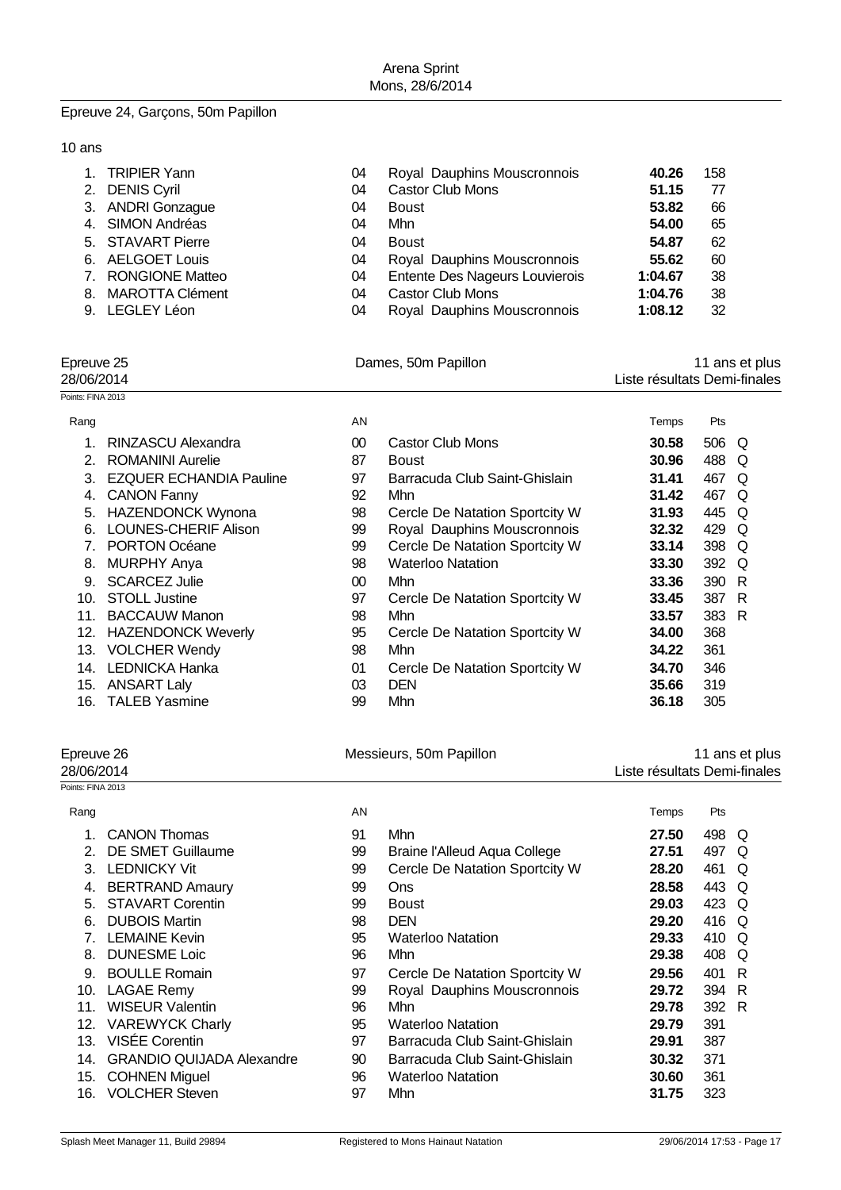Arena Sprint
Mons, 28/6/2014

## Epreuve 24, Garçons, 50m Papillon

10 ans

| Rang | Nom | AN | Club | Temps | Pts |
|---|---|---|---|---|---|
| 1. | TRIPIER Yann | 04 | Royal Dauphins Mouscronnois | **40.26** | 158 |
| 2. | DENIS Cyril | 04 | Castor Club Mons | **51.15** | 77 |
| 3. | ANDRI Gonzague | 04 | Boust | **53.82** | 66 |
| 4. | SIMON Andréas | 04 | Mhn | **54.00** | 65 |
| 5. | STAVART Pierre | 04 | Boust | **54.87** | 62 |
| 6. | AELGOET Louis | 04 | Royal Dauphins Mouscronnois | **55.62** | 60 |
| 7. | RONGIONE Matteo | 04 | Entente Des Nageurs Louvierois | **1:04.67** | 38 |
| 8. | MAROTTA Clément | 04 | Castor Club Mons | **1:04.76** | 38 |
| 9. | LEGLEY Léon | 04 | Royal Dauphins Mouscronnois | **1:08.12** | 32 |

## Epreuve 25 — Dames, 50m Papillon — 11 ans et plus

28/06/2014 — Liste résultats Demi-finales

Points: FINA 2013

| Rang | Nom | AN | Club | Temps | Pts | |
|---|---|---|---|---|---|---|
| 1. | RINZASCU Alexandra | 00 | Castor Club Mons | **30.58** | 506 | Q |
| 2. | ROMANINI Aurelie | 87 | Boust | **30.96** | 488 | Q |
| 3. | EZQUER ECHANDIA Pauline | 97 | Barracuda Club Saint-Ghislain | **31.41** | 467 | Q |
| 4. | CANON Fanny | 92 | Mhn | **31.42** | 467 | Q |
| 5. | HAZENDONCK Wynona | 98 | Cercle De Natation Sportcity W | **31.93** | 445 | Q |
| 6. | LOUNES-CHERIF Alison | 99 | Royal Dauphins Mouscronnois | **32.32** | 429 | Q |
| 7. | PORTON Océane | 99 | Cercle De Natation Sportcity W | **33.14** | 398 | Q |
| 8. | MURPHY Anya | 98 | Waterloo Natation | **33.30** | 392 | Q |
| 9. | SCARCEZ Julie | 00 | Mhn | **33.36** | 390 | R |
| 10. | STOLL Justine | 97 | Cercle De Natation Sportcity W | **33.45** | 387 | R |
| 11. | BACCAUW Manon | 98 | Mhn | **33.57** | 383 | R |
| 12. | HAZENDONCK Weverly | 95 | Cercle De Natation Sportcity W | **34.00** | 368 | |
| 13. | VOLCHER Wendy | 98 | Mhn | **34.22** | 361 | |
| 14. | LEDNICKA Hanka | 01 | Cercle De Natation Sportcity W | **34.70** | 346 | |
| 15. | ANSART Laly | 03 | DEN | **35.66** | 319 | |
| 16. | TALEB Yasmine | 99 | Mhn | **36.18** | 305 | |

## Epreuve 26 — Messieurs, 50m Papillon — 11 ans et plus

28/06/2014 — Liste résultats Demi-finales

Points: FINA 2013

| Rang | Nom | AN | Club | Temps | Pts | |
|---|---|---|---|---|---|---|
| 1. | CANON Thomas | 91 | Mhn | **27.50** | 498 | Q |
| 2. | DE SMET Guillaume | 99 | Braine l'Alleud Aqua College | **27.51** | 497 | Q |
| 3. | LEDNICKY Vit | 99 | Cercle De Natation Sportcity W | **28.20** | 461 | Q |
| 4. | BERTRAND Amaury | 99 | Ons | **28.58** | 443 | Q |
| 5. | STAVART Corentin | 99 | Boust | **29.03** | 423 | Q |
| 6. | DUBOIS Martin | 98 | DEN | **29.20** | 416 | Q |
| 7. | LEMAINE Kevin | 95 | Waterloo Natation | **29.33** | 410 | Q |
| 8. | DUNESME Loic | 96 | Mhn | **29.38** | 408 | Q |
| 9. | BOULLE Romain | 97 | Cercle De Natation Sportcity W | **29.56** | 401 | R |
| 10. | LAGAE Remy | 99 | Royal Dauphins Mouscronnois | **29.72** | 394 | R |
| 11. | WISEUR Valentin | 96 | Mhn | **29.78** | 392 | R |
| 12. | VAREWYCK Charly | 95 | Waterloo Natation | **29.79** | 391 | |
| 13. | VISÉE Corentin | 97 | Barracuda Club Saint-Ghislain | **29.91** | 387 | |
| 14. | GRANDIO QUIJADA Alexandre | 90 | Barracuda Club Saint-Ghislain | **30.32** | 371 | |
| 15. | COHNEN Miguel | 96 | Waterloo Natation | **30.60** | 361 | |
| 16. | VOLCHER Steven | 97 | Mhn | **31.75** | 323 | |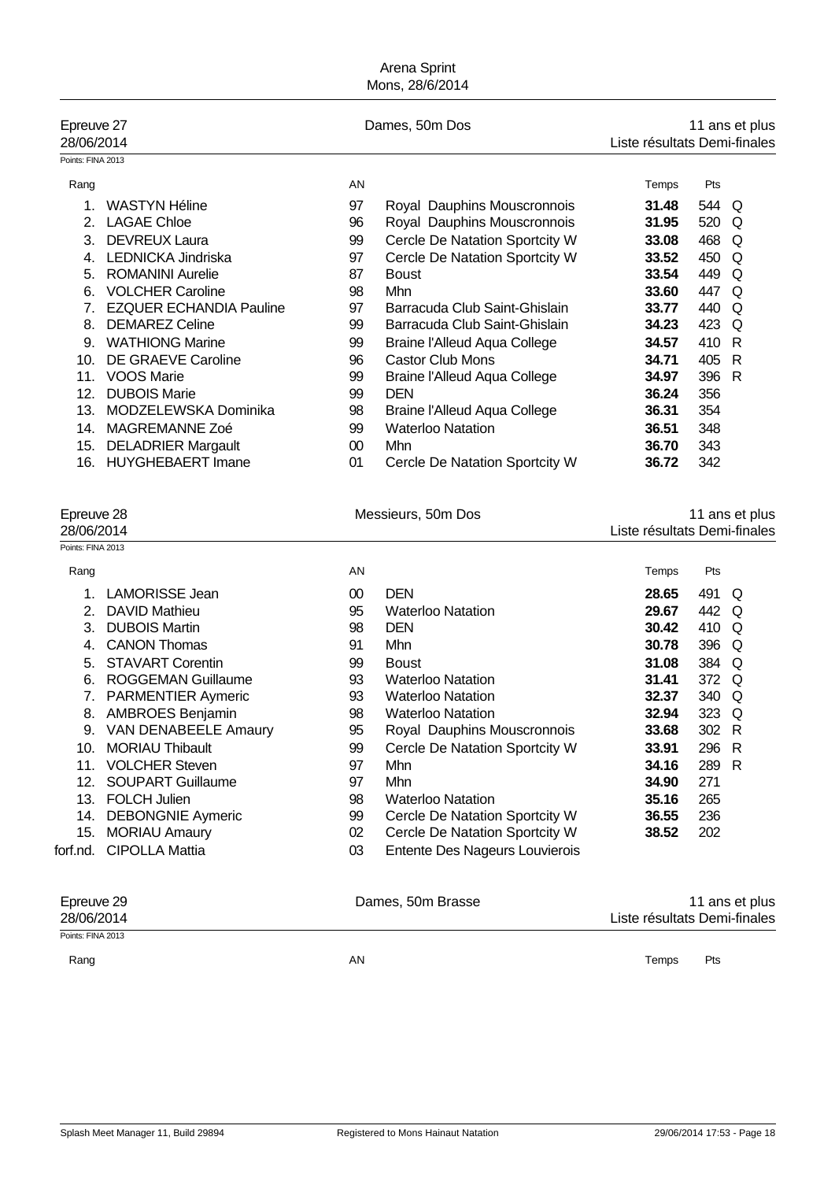Arena Sprint
Mons, 28/6/2014

## Epreuve 27 — Dames, 50m Dos — 11 ans et plus

28/06/2014 — Liste résultats Demi-finales

Points: FINA 2013

| Rang | | AN | | Temps | Pts | |
|---|---|---|---|---|---|---|
| 1. | WASTYN Héline | 97 | Royal Dauphins Mouscronnois | **31.48** | 544 | Q |
| 2. | LAGAE Chloe | 96 | Royal Dauphins Mouscronnois | **31.95** | 520 | Q |
| 3. | DEVREUX Laura | 99 | Cercle De Natation Sportcity W | **33.08** | 468 | Q |
| 4. | LEDNICKA Jindriska | 97 | Cercle De Natation Sportcity W | **33.52** | 450 | Q |
| 5. | ROMANINI Aurelie | 87 | Boust | **33.54** | 449 | Q |
| 6. | VOLCHER Caroline | 98 | Mhn | **33.60** | 447 | Q |
| 7. | EZQUER ECHANDIA Pauline | 97 | Barracuda Club Saint-Ghislain | **33.77** | 440 | Q |
| 8. | DEMAREZ Celine | 99 | Barracuda Club Saint-Ghislain | **34.23** | 423 | Q |
| 9. | WATHIONG Marine | 99 | Braine l'Alleud Aqua College | **34.57** | 410 | R |
| 10. | DE GRAEVE Caroline | 96 | Castor Club Mons | **34.71** | 405 | R |
| 11. | VOOS Marie | 99 | Braine l'Alleud Aqua College | **34.97** | 396 | R |
| 12. | DUBOIS Marie | 99 | DEN | **36.24** | 356 | |
| 13. | MODZELEWSKA Dominika | 98 | Braine l'Alleud Aqua College | **36.31** | 354 | |
| 14. | MAGREMANNE Zoé | 99 | Waterloo Natation | **36.51** | 348 | |
| 15. | DELADRIER Margault | 00 | Mhn | **36.70** | 343 | |
| 16. | HUYGHEBAERT Imane | 01 | Cercle De Natation Sportcity W | **36.72** | 342 | |

## Epreuve 28 — Messieurs, 50m Dos — 11 ans et plus

28/06/2014 — Liste résultats Demi-finales

Points: FINA 2013

| Rang | | AN | | Temps | Pts | |
|---|---|---|---|---|---|---|
| 1. | LAMORISSE Jean | 00 | DEN | **28.65** | 491 | Q |
| 2. | DAVID Mathieu | 95 | Waterloo Natation | **29.67** | 442 | Q |
| 3. | DUBOIS Martin | 98 | DEN | **30.42** | 410 | Q |
| 4. | CANON Thomas | 91 | Mhn | **30.78** | 396 | Q |
| 5. | STAVART Corentin | 99 | Boust | **31.08** | 384 | Q |
| 6. | ROGGEMAN Guillaume | 93 | Waterloo Natation | **31.41** | 372 | Q |
| 7. | PARMENTIER Aymeric | 93 | Waterloo Natation | **32.37** | 340 | Q |
| 8. | AMBROES Benjamin | 98 | Waterloo Natation | **32.94** | 323 | Q |
| 9. | VAN DENABEELE Amaury | 95 | Royal Dauphins Mouscronnois | **33.68** | 302 | R |
| 10. | MORIAU Thibault | 99 | Cercle De Natation Sportcity W | **33.91** | 296 | R |
| 11. | VOLCHER Steven | 97 | Mhn | **34.16** | 289 | R |
| 12. | SOUPART Guillaume | 97 | Mhn | **34.90** | 271 | |
| 13. | FOLCH Julien | 98 | Waterloo Natation | **35.16** | 265 | |
| 14. | DEBONGNIE Aymeric | 99 | Cercle De Natation Sportcity W | **36.55** | 236 | |
| 15. | MORIAU Amaury | 02 | Cercle De Natation Sportcity W | **38.52** | 202 | |
| forf.nd. | CIPOLLA Mattia | 03 | Entente Des Nageurs Louvierois | | | |

## Epreuve 29 — Dames, 50m Brasse — 11 ans et plus

28/06/2014 — Liste résultats Demi-finales

Points: FINA 2013

| Rang | | AN | | Temps | Pts |
|---|---|---|---|---|---|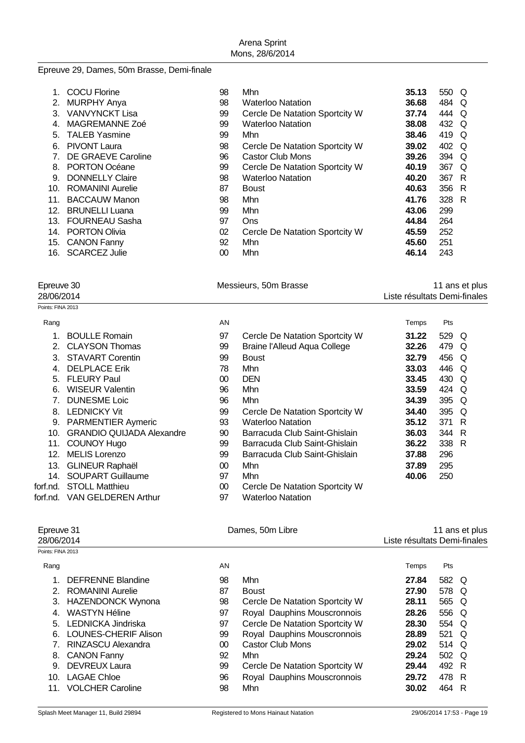Arena Sprint
Mons, 28/6/2014

Epreuve 29, Dames, 50m Brasse, Demi-finale

| Rang | Nom | AN | Club | Temps | Pts | |
|---|---|---|---|---|---|---|
| 1. | COCU Florine | 98 | Mhn | **35.13** | 550 | Q |
| 2. | MURPHY Anya | 98 | Waterloo Natation | **36.68** | 484 | Q |
| 3. | VANVYNCKT Lisa | 99 | Cercle De Natation Sportcity W | **37.74** | 444 | Q |
| 4. | MAGREMANNE Zoé | 99 | Waterloo Natation | **38.08** | 432 | Q |
| 5. | TALEB Yasmine | 99 | Mhn | **38.46** | 419 | Q |
| 6. | PIVONT Laura | 98 | Cercle De Natation Sportcity W | **39.02** | 402 | Q |
| 7. | DE GRAEVE Caroline | 96 | Castor Club Mons | **39.26** | 394 | Q |
| 8. | PORTON Océane | 99 | Cercle De Natation Sportcity W | **40.19** | 367 | Q |
| 9. | DONNELLY Claire | 98 | Waterloo Natation | **40.20** | 367 | R |
| 10. | ROMANINI Aurelie | 87 | Boust | **40.63** | 356 | R |
| 11. | BACCAUW Manon | 98 | Mhn | **41.76** | 328 | R |
| 12. | BRUNELLI Luana | 99 | Mhn | **43.06** | 299 | |
| 13. | FOURNEAU Sasha | 97 | Ons | **44.84** | 264 | |
| 14. | PORTON Olivia | 02 | Cercle De Natation Sportcity W | **45.59** | 252 | |
| 15. | CANON Fanny | 92 | Mhn | **45.60** | 251 | |
| 16. | SCARCEZ Julie | 00 | Mhn | **46.14** | 243 | |

Epreuve 30 — Messieurs, 50m Brasse — 11 ans et plus
28/06/2014 — Liste résultats Demi-finales

Points: FINA 2013

| Rang | | AN | | Temps | Pts | |
|---|---|---|---|---|---|---|
| 1. | BOULLE Romain | 97 | Cercle De Natation Sportcity W | **31.22** | 529 | Q |
| 2. | CLAYSON Thomas | 99 | Braine l'Alleud Aqua College | **32.26** | 479 | Q |
| 3. | STAVART Corentin | 99 | Boust | **32.79** | 456 | Q |
| 4. | DELPLACE Erik | 78 | Mhn | **33.03** | 446 | Q |
| 5. | FLEURY Paul | 00 | DEN | **33.45** | 430 | Q |
| 6. | WISEUR Valentin | 96 | Mhn | **33.59** | 424 | Q |
| 7. | DUNESME Loic | 96 | Mhn | **34.39** | 395 | Q |
| 8. | LEDNICKY Vit | 99 | Cercle De Natation Sportcity W | **34.40** | 395 | Q |
| 9. | PARMENTIER Aymeric | 93 | Waterloo Natation | **35.12** | 371 | R |
| 10. | GRANDIO QUIJADA Alexandre | 90 | Barracuda Club Saint-Ghislain | **36.03** | 344 | R |
| 11. | COUNOY Hugo | 99 | Barracuda Club Saint-Ghislain | **36.22** | 338 | R |
| 12. | MELIS Lorenzo | 99 | Barracuda Club Saint-Ghislain | **37.88** | 296 | |
| 13. | GLINEUR Raphaël | 00 | Mhn | **37.89** | 295 | |
| 14. | SOUPART Guillaume | 97 | Mhn | **40.06** | 250 | |
| forf.nd. | STOLL Matthieu | 00 | Cercle De Natation Sportcity W | | | |
| forf.nd. | VAN GELDEREN Arthur | 97 | Waterloo Natation | | | |

Epreuve 31 — Dames, 50m Libre — 11 ans et plus
28/06/2014 — Liste résultats Demi-finales

Points: FINA 2013

| Rang | | AN | | Temps | Pts | |
|---|---|---|---|---|---|---|
| 1. | DEFRENNE Blandine | 98 | Mhn | **27.84** | 582 | Q |
| 2. | ROMANINI Aurelie | 87 | Boust | **27.90** | 578 | Q |
| 3. | HAZENDONCK Wynona | 98 | Cercle De Natation Sportcity W | **28.11** | 565 | Q |
| 4. | WASTYN Héline | 97 | Royal Dauphins Mouscronnois | **28.26** | 556 | Q |
| 5. | LEDNICKA Jindriska | 97 | Cercle De Natation Sportcity W | **28.30** | 554 | Q |
| 6. | LOUNES-CHERIF Alison | 99 | Royal Dauphins Mouscronnois | **28.89** | 521 | Q |
| 7. | RINZASCU Alexandra | 00 | Castor Club Mons | **29.02** | 514 | Q |
| 8. | CANON Fanny | 92 | Mhn | **29.24** | 502 | Q |
| 9. | DEVREUX Laura | 99 | Cercle De Natation Sportcity W | **29.44** | 492 | R |
| 10. | LAGAE Chloe | 96 | Royal Dauphins Mouscronnois | **29.72** | 478 | R |
| 11. | VOLCHER Caroline | 98 | Mhn | **30.02** | 464 | R |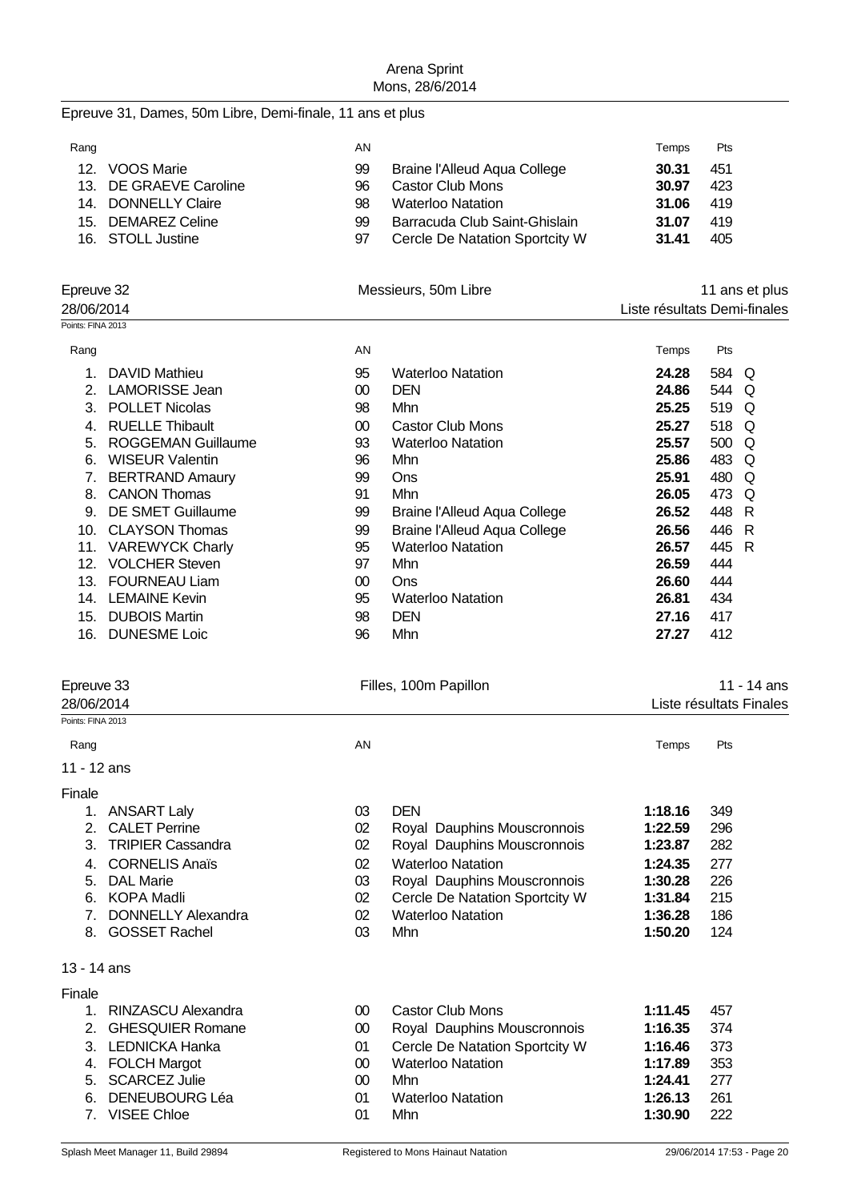Epreuve 31, Dames, 50m Libre, Demi-finale, 11 ans et plus

| Rang | | AN | | Temps | Pts |
|---|---|---|---|---|---|
| 12. | VOOS Marie | 99 | Braine l'Alleud Aqua College | **30.31** | 451 |
| 13. | DE GRAEVE Caroline | 96 | Castor Club Mons | **30.97** | 423 |
| 14. | DONNELLY Claire | 98 | Waterloo Natation | **31.06** | 419 |
| 15. | DEMAREZ Celine | 99 | Barracuda Club Saint-Ghislain | **31.07** | 419 |
| 16. | STOLL Justine | 97 | Cercle De Natation Sportcity W | **31.41** | 405 |

## Epreuve 32 — Messieurs, 50m Libre — 11 ans et plus

28/06/2014 — Liste résultats Demi-finales

Points: FINA 2013

| Rang | | AN | | Temps | Pts | |
|---|---|---|---|---|---|---|
| 1. | DAVID Mathieu | 95 | Waterloo Natation | **24.28** | 584 | Q |
| 2. | LAMORISSE Jean | 00 | DEN | **24.86** | 544 | Q |
| 3. | POLLET Nicolas | 98 | Mhn | **25.25** | 519 | Q |
| 4. | RUELLE Thibault | 00 | Castor Club Mons | **25.27** | 518 | Q |
| 5. | ROGGEMAN Guillaume | 93 | Waterloo Natation | **25.57** | 500 | Q |
| 6. | WISEUR Valentin | 96 | Mhn | **25.86** | 483 | Q |
| 7. | BERTRAND Amaury | 99 | Ons | **25.91** | 480 | Q |
| 8. | CANON Thomas | 91 | Mhn | **26.05** | 473 | Q |
| 9. | DE SMET Guillaume | 99 | Braine l'Alleud Aqua College | **26.52** | 448 | R |
| 10. | CLAYSON Thomas | 99 | Braine l'Alleud Aqua College | **26.56** | 446 | R |
| 11. | VAREWYCK Charly | 95 | Waterloo Natation | **26.57** | 445 | R |
| 12. | VOLCHER Steven | 97 | Mhn | **26.59** | 444 | |
| 13. | FOURNEAU Liam | 00 | Ons | **26.60** | 444 | |
| 14. | LEMAINE Kevin | 95 | Waterloo Natation | **26.81** | 434 | |
| 15. | DUBOIS Martin | 98 | DEN | **27.16** | 417 | |
| 16. | DUNESME Loic | 96 | Mhn | **27.27** | 412 | |

## Epreuve 33 — Filles, 100m Papillon — 11 - 14 ans

28/06/2014 — Liste résultats Finales

Points: FINA 2013

### 11 - 12 ans

Finale

| Rang | | AN | | Temps | Pts |
|---|---|---|---|---|---|
| 1. | ANSART Laly | 03 | DEN | **1:18.16** | 349 |
| 2. | CALET Perrine | 02 | Royal Dauphins Mouscronnois | **1:22.59** | 296 |
| 3. | TRIPIER Cassandra | 02 | Royal Dauphins Mouscronnois | **1:23.87** | 282 |
| 4. | CORNELIS Anaïs | 02 | Waterloo Natation | **1:24.35** | 277 |
| 5. | DAL Marie | 03 | Royal Dauphins Mouscronnois | **1:30.28** | 226 |
| 6. | KOPA Madli | 02 | Cercle De Natation Sportcity W | **1:31.84** | 215 |
| 7. | DONNELLY Alexandra | 02 | Waterloo Natation | **1:36.28** | 186 |
| 8. | GOSSET Rachel | 03 | Mhn | **1:50.20** | 124 |

### 13 - 14 ans

Finale

| Rang | | AN | | Temps | Pts |
|---|---|---|---|---|---|
| 1. | RINZASCU Alexandra | 00 | Castor Club Mons | **1:11.45** | 457 |
| 2. | GHESQUIER Romane | 00 | Royal Dauphins Mouscronnois | **1:16.35** | 374 |
| 3. | LEDNICKA Hanka | 01 | Cercle De Natation Sportcity W | **1:16.46** | 373 |
| 4. | FOLCH Margot | 00 | Waterloo Natation | **1:17.89** | 353 |
| 5. | SCARCEZ Julie | 00 | Mhn | **1:24.41** | 277 |
| 6. | DENEUBOURG Léa | 01 | Waterloo Natation | **1:26.13** | 261 |
| 7. | VISEE Chloe | 01 | Mhn | **1:30.90** | 222 |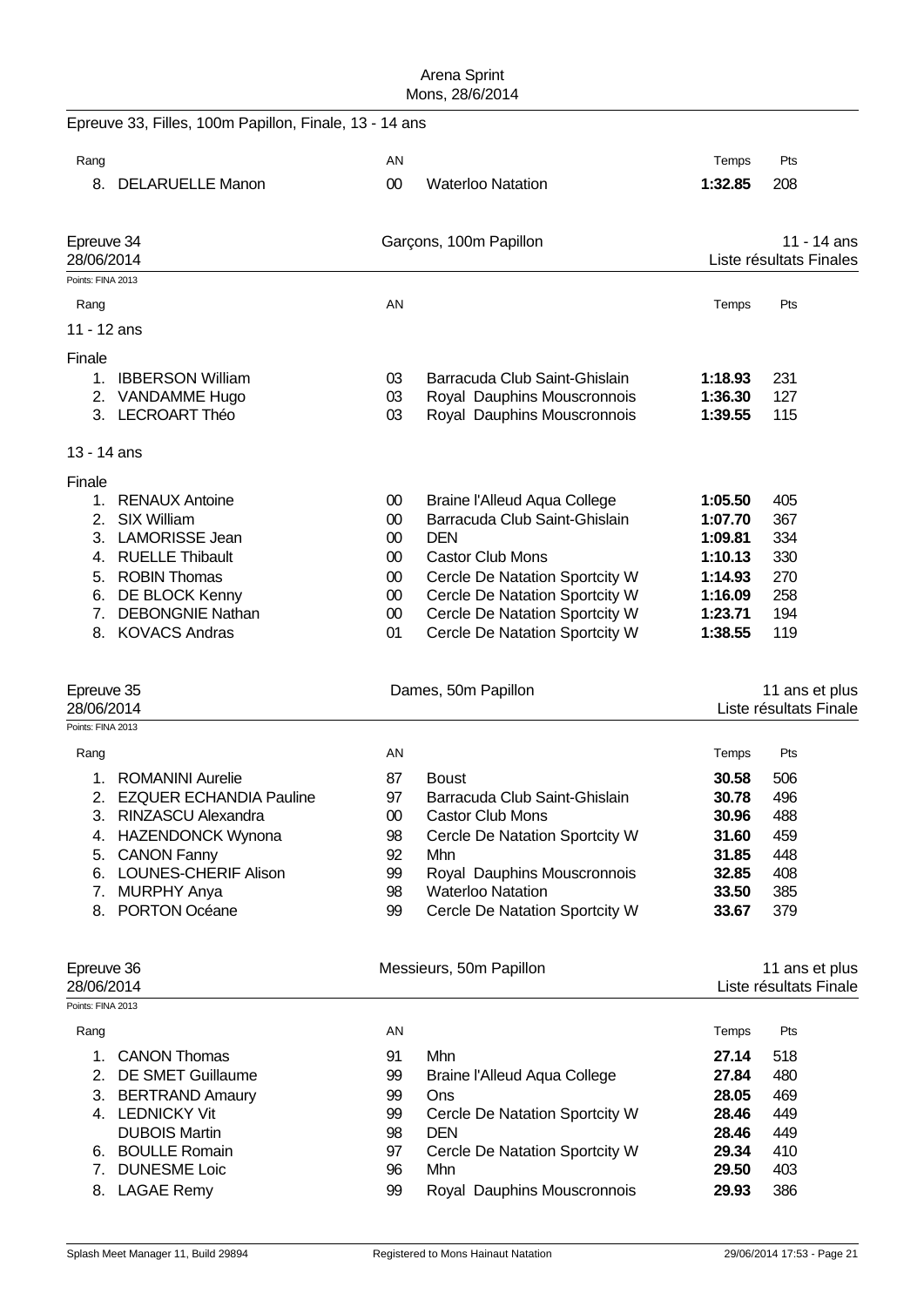Arena Sprint
Mons, 28/6/2014

## Epreuve 33, Filles, 100m Papillon, Finale, 13 - 14 ans

| Rang | | AN | | Temps | Pts |
|---|---|---|---|---|---|
| 8. | DELARUELLE Manon | 00 | Waterloo Natation | **1:32.85** | 208 |

## Epreuve 34 — Garçons, 100m Papillon — 11 - 14 ans

28/06/2014 — Liste résultats Finales

Points: FINA 2013

### 11 - 12 ans

Finale

| Rang | | AN | | Temps | Pts |
|---|---|---|---|---|---|
| 1. | IBBERSON William | 03 | Barracuda Club Saint-Ghislain | **1:18.93** | 231 |
| 2. | VANDAMME Hugo | 03 | Royal Dauphins Mouscronnois | **1:36.30** | 127 |
| 3. | LECROART Théo | 03 | Royal Dauphins Mouscronnois | **1:39.55** | 115 |

### 13 - 14 ans

Finale

| Rang | | AN | | Temps | Pts |
|---|---|---|---|---|---|
| 1. | RENAUX Antoine | 00 | Braine l'Alleud Aqua College | **1:05.50** | 405 |
| 2. | SIX William | 00 | Barracuda Club Saint-Ghislain | **1:07.70** | 367 |
| 3. | LAMORISSE Jean | 00 | DEN | **1:09.81** | 334 |
| 4. | RUELLE Thibault | 00 | Castor Club Mons | **1:10.13** | 330 |
| 5. | ROBIN Thomas | 00 | Cercle De Natation Sportcity W | **1:14.93** | 270 |
| 6. | DE BLOCK Kenny | 00 | Cercle De Natation Sportcity W | **1:16.09** | 258 |
| 7. | DEBONGNIE Nathan | 00 | Cercle De Natation Sportcity W | **1:23.71** | 194 |
| 8. | KOVACS Andras | 01 | Cercle De Natation Sportcity W | **1:38.55** | 119 |

## Epreuve 35 — Dames, 50m Papillon — 11 ans et plus

28/06/2014 — Liste résultats Finale

Points: FINA 2013

| Rang | | AN | | Temps | Pts |
|---|---|---|---|---|---|
| 1. | ROMANINI Aurelie | 87 | Boust | **30.58** | 506 |
| 2. | EZQUER ECHANDIA Pauline | 97 | Barracuda Club Saint-Ghislain | **30.78** | 496 |
| 3. | RINZASCU Alexandra | 00 | Castor Club Mons | **30.96** | 488 |
| 4. | HAZENDONCK Wynona | 98 | Cercle De Natation Sportcity W | **31.60** | 459 |
| 5. | CANON Fanny | 92 | Mhn | **31.85** | 448 |
| 6. | LOUNES-CHERIF Alison | 99 | Royal Dauphins Mouscronnois | **32.85** | 408 |
| 7. | MURPHY Anya | 98 | Waterloo Natation | **33.50** | 385 |
| 8. | PORTON Océane | 99 | Cercle De Natation Sportcity W | **33.67** | 379 |

## Epreuve 36 — Messieurs, 50m Papillon — 11 ans et plus

28/06/2014 — Liste résultats Finale

Points: FINA 2013

| Rang | | AN | | Temps | Pts |
|---|---|---|---|---|---|
| 1. | CANON Thomas | 91 | Mhn | **27.14** | 518 |
| 2. | DE SMET Guillaume | 99 | Braine l'Alleud Aqua College | **27.84** | 480 |
| 3. | BERTRAND Amaury | 99 | Ons | **28.05** | 469 |
| 4. | LEDNICKY Vit | 99 | Cercle De Natation Sportcity W | **28.46** | 449 |
| | DUBOIS Martin | 98 | DEN | **28.46** | 449 |
| 6. | BOULLE Romain | 97 | Cercle De Natation Sportcity W | **29.34** | 410 |
| 7. | DUNESME Loic | 96 | Mhn | **29.50** | 403 |
| 8. | LAGAE Remy | 99 | Royal Dauphins Mouscronnois | **29.93** | 386 |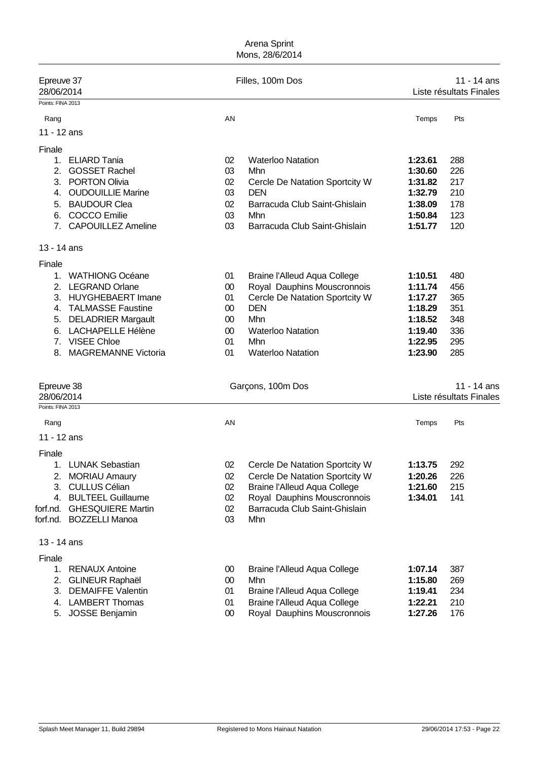Arena Sprint
Mons, 28/6/2014

## Epreuve 37 — Filles, 100m Dos — 11 - 14 ans

28/06/2014 — Liste résultats Finales

Points: FINA 2013

### 11 - 12 ans

Finale

| Rang | Nom | AN | Club | Temps | Pts |
|---|---|---|---|---|---|
| 1. | ELIARD Tania | 02 | Waterloo Natation | **1:23.61** | 288 |
| 2. | GOSSET Rachel | 03 | Mhn | **1:30.60** | 226 |
| 3. | PORTON Olivia | 02 | Cercle De Natation Sportcity W | **1:31.82** | 217 |
| 4. | OUDOUILLIE Marine | 03 | DEN | **1:32.79** | 210 |
| 5. | BAUDOUR Clea | 02 | Barracuda Club Saint-Ghislain | **1:38.09** | 178 |
| 6. | COCCO Emilie | 03 | Mhn | **1:50.84** | 123 |
| 7. | CAPOUILLEZ Ameline | 03 | Barracuda Club Saint-Ghislain | **1:51.77** | 120 |

### 13 - 14 ans

Finale

| Rang | Nom | AN | Club | Temps | Pts |
|---|---|---|---|---|---|
| 1. | WATHIONG Océane | 01 | Braine l'Alleud Aqua College | **1:10.51** | 480 |
| 2. | LEGRAND Orlane | 00 | Royal Dauphins Mouscronnois | **1:11.74** | 456 |
| 3. | HUYGHEBAERT Imane | 01 | Cercle De Natation Sportcity W | **1:17.27** | 365 |
| 4. | TALMASSE Faustine | 00 | DEN | **1:18.29** | 351 |
| 5. | DELADRIER Margault | 00 | Mhn | **1:18.52** | 348 |
| 6. | LACHAPELLE Hélène | 00 | Waterloo Natation | **1:19.40** | 336 |
| 7. | VISEE Chloe | 01 | Mhn | **1:22.95** | 295 |
| 8. | MAGREMANNE Victoria | 01 | Waterloo Natation | **1:23.90** | 285 |

## Epreuve 38 — Garçons, 100m Dos — 11 - 14 ans

28/06/2014 — Liste résultats Finales

Points: FINA 2013

### 11 - 12 ans

Finale

| Rang | Nom | AN | Club | Temps | Pts |
|---|---|---|---|---|---|
| 1. | LUNAK Sebastian | 02 | Cercle De Natation Sportcity W | **1:13.75** | 292 |
| 2. | MORIAU Amaury | 02 | Cercle De Natation Sportcity W | **1:20.26** | 226 |
| 3. | CULLUS Célian | 02 | Braine l'Alleud Aqua College | **1:21.60** | 215 |
| 4. | BULTEEL Guillaume | 02 | Royal Dauphins Mouscronnois | **1:34.01** | 141 |
| forf.nd. | GHESQUIERE Martin | 02 | Barracuda Club Saint-Ghislain | | |
| forf.nd. | BOZZELLI Manoa | 03 | Mhn | | |

### 13 - 14 ans

Finale

| Rang | Nom | AN | Club | Temps | Pts |
|---|---|---|---|---|---|
| 1. | RENAUX Antoine | 00 | Braine l'Alleud Aqua College | **1:07.14** | 387 |
| 2. | GLINEUR Raphaël | 00 | Mhn | **1:15.80** | 269 |
| 3. | DEMAIFFE Valentin | 01 | Braine l'Alleud Aqua College | **1:19.41** | 234 |
| 4. | LAMBERT Thomas | 01 | Braine l'Alleud Aqua College | **1:22.21** | 210 |
| 5. | JOSSE Benjamin | 00 | Royal Dauphins Mouscronnois | **1:27.26** | 176 |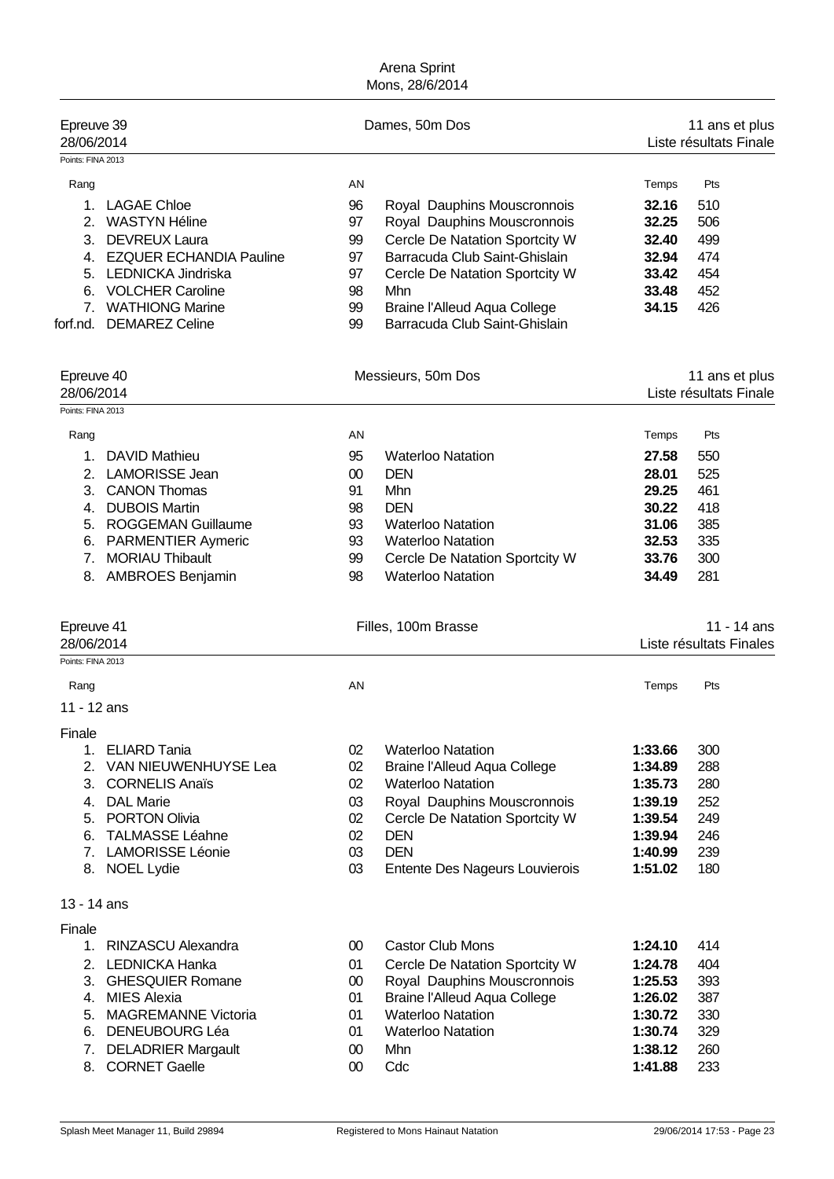Arena Sprint
Mons, 28/6/2014

## Epreuve 39 — Dames, 50m Dos — 11 ans et plus

28/06/2014 — Liste résultats Finale

Points: FINA 2013

| Rang | | AN | | Temps | Pts |
|---|---|---|---|---|---|
| 1. | LAGAE Chloe | 96 | Royal Dauphins Mouscronnois | **32.16** | 510 |
| 2. | WASTYN Héline | 97 | Royal Dauphins Mouscronnois | **32.25** | 506 |
| 3. | DEVREUX Laura | 99 | Cercle De Natation Sportcity W | **32.40** | 499 |
| 4. | EZQUER ECHANDIA Pauline | 97 | Barracuda Club Saint-Ghislain | **32.94** | 474 |
| 5. | LEDNICKA Jindriska | 97 | Cercle De Natation Sportcity W | **33.42** | 454 |
| 6. | VOLCHER Caroline | 98 | Mhn | **33.48** | 452 |
| 7. | WATHIONG Marine | 99 | Braine l'Alleud Aqua College | **34.15** | 426 |
| forf.nd. | DEMAREZ Celine | 99 | Barracuda Club Saint-Ghislain | | |

## Epreuve 40 — Messieurs, 50m Dos — 11 ans et plus

28/06/2014 — Liste résultats Finale

Points: FINA 2013

| Rang | | AN | | Temps | Pts |
|---|---|---|---|---|---|
| 1. | DAVID Mathieu | 95 | Waterloo Natation | **27.58** | 550 |
| 2. | LAMORISSE Jean | 00 | DEN | **28.01** | 525 |
| 3. | CANON Thomas | 91 | Mhn | **29.25** | 461 |
| 4. | DUBOIS Martin | 98 | DEN | **30.22** | 418 |
| 5. | ROGGEMAN Guillaume | 93 | Waterloo Natation | **31.06** | 385 |
| 6. | PARMENTIER Aymeric | 93 | Waterloo Natation | **32.53** | 335 |
| 7. | MORIAU Thibault | 99 | Cercle De Natation Sportcity W | **33.76** | 300 |
| 8. | AMBROES Benjamin | 98 | Waterloo Natation | **34.49** | 281 |

## Epreuve 41 — Filles, 100m Brasse — 11 - 14 ans

28/06/2014 — Liste résultats Finales

Points: FINA 2013

### 11 - 12 ans

Finale

| Rang | | AN | | Temps | Pts |
|---|---|---|---|---|---|
| 1. | ELIARD Tania | 02 | Waterloo Natation | **1:33.66** | 300 |
| 2. | VAN NIEUWENHUYSE Lea | 02 | Braine l'Alleud Aqua College | **1:34.89** | 288 |
| 3. | CORNELIS Anaïs | 02 | Waterloo Natation | **1:35.73** | 280 |
| 4. | DAL Marie | 03 | Royal Dauphins Mouscronnois | **1:39.19** | 252 |
| 5. | PORTON Olivia | 02 | Cercle De Natation Sportcity W | **1:39.54** | 249 |
| 6. | TALMASSE Léahne | 02 | DEN | **1:39.94** | 246 |
| 7. | LAMORISSE Léonie | 03 | DEN | **1:40.99** | 239 |
| 8. | NOEL Lydie | 03 | Entente Des Nageurs Louvierois | **1:51.02** | 180 |

### 13 - 14 ans

Finale

| Rang | | AN | | Temps | Pts |
|---|---|---|---|---|---|
| 1. | RINZASCU Alexandra | 00 | Castor Club Mons | **1:24.10** | 414 |
| 2. | LEDNICKA Hanka | 01 | Cercle De Natation Sportcity W | **1:24.78** | 404 |
| 3. | GHESQUIER Romane | 00 | Royal Dauphins Mouscronnois | **1:25.53** | 393 |
| 4. | MIES Alexia | 01 | Braine l'Alleud Aqua College | **1:26.02** | 387 |
| 5. | MAGREMANNE Victoria | 01 | Waterloo Natation | **1:30.72** | 330 |
| 6. | DENEUBOURG Léa | 01 | Waterloo Natation | **1:30.74** | 329 |
| 7. | DELADRIER Margault | 00 | Mhn | **1:38.12** | 260 |
| 8. | CORNET Gaelle | 00 | Cdc | **1:41.88** | 233 |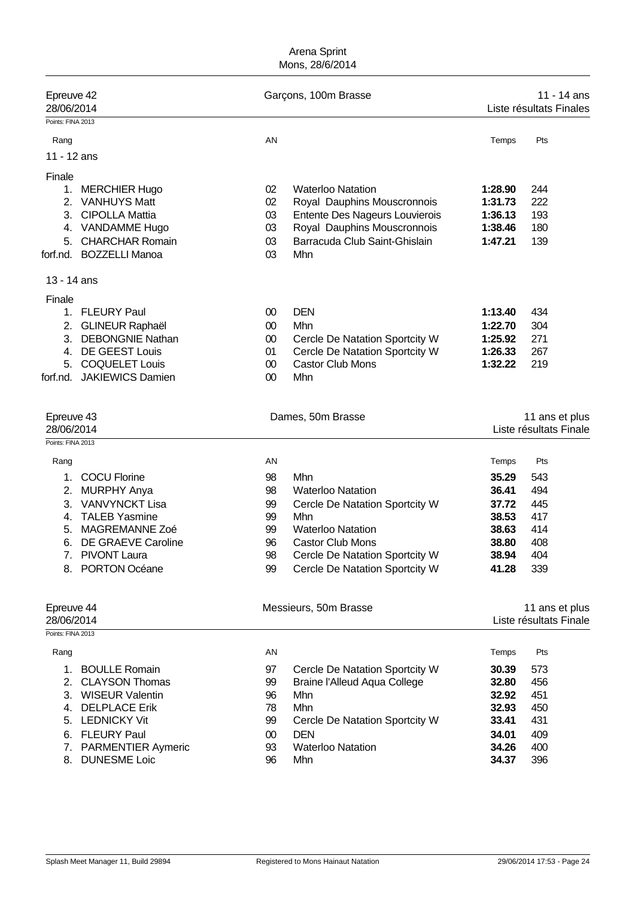Arena Sprint
Mons, 28/6/2014

## Epreuve 42 — Garçons, 100m Brasse — 11 - 14 ans

28/06/2014 — Liste résultats Finales

Points: FINA 2013

### 11 - 12 ans

Finale

| Rang | | AN | | Temps | Pts |
|---|---|---|---|---|---|
| 1. | MERCHIER Hugo | 02 | Waterloo Natation | **1:28.90** | 244 |
| 2. | VANHUYS Matt | 02 | Royal Dauphins Mouscronnois | **1:31.73** | 222 |
| 3. | CIPOLLA Mattia | 03 | Entente Des Nageurs Louvierois | **1:36.13** | 193 |
| 4. | VANDAMME Hugo | 03 | Royal Dauphins Mouscronnois | **1:38.46** | 180 |
| 5. | CHARCHAR Romain | 03 | Barracuda Club Saint-Ghislain | **1:47.21** | 139 |
| forf.nd. | BOZZELLI Manoa | 03 | Mhn | | |

### 13 - 14 ans

Finale

| Rang | | AN | | Temps | Pts |
|---|---|---|---|---|---|
| 1. | FLEURY Paul | 00 | DEN | **1:13.40** | 434 |
| 2. | GLINEUR Raphaël | 00 | Mhn | **1:22.70** | 304 |
| 3. | DEBONGNIE Nathan | 00 | Cercle De Natation Sportcity W | **1:25.92** | 271 |
| 4. | DE GEEST Louis | 01 | Cercle De Natation Sportcity W | **1:26.33** | 267 |
| 5. | COQUELET Louis | 00 | Castor Club Mons | **1:32.22** | 219 |
| forf.nd. | JAKIEWICS Damien | 00 | Mhn | | |

## Epreuve 43 — Dames, 50m Brasse — 11 ans et plus

28/06/2014 — Liste résultats Finale

Points: FINA 2013

| Rang | | AN | | Temps | Pts |
|---|---|---|---|---|---|
| 1. | COCU Florine | 98 | Mhn | **35.29** | 543 |
| 2. | MURPHY Anya | 98 | Waterloo Natation | **36.41** | 494 |
| 3. | VANVYNCKT Lisa | 99 | Cercle De Natation Sportcity W | **37.72** | 445 |
| 4. | TALEB Yasmine | 99 | Mhn | **38.53** | 417 |
| 5. | MAGREMANNE Zoé | 99 | Waterloo Natation | **38.63** | 414 |
| 6. | DE GRAEVE Caroline | 96 | Castor Club Mons | **38.80** | 408 |
| 7. | PIVONT Laura | 98 | Cercle De Natation Sportcity W | **38.94** | 404 |
| 8. | PORTON Océane | 99 | Cercle De Natation Sportcity W | **41.28** | 339 |

## Epreuve 44 — Messieurs, 50m Brasse — 11 ans et plus

28/06/2014 — Liste résultats Finale

Points: FINA 2013

| Rang | | AN | | Temps | Pts |
|---|---|---|---|---|---|
| 1. | BOULLE Romain | 97 | Cercle De Natation Sportcity W | **30.39** | 573 |
| 2. | CLAYSON Thomas | 99 | Braine l'Alleud Aqua College | **32.80** | 456 |
| 3. | WISEUR Valentin | 96 | Mhn | **32.92** | 451 |
| 4. | DELPLACE Erik | 78 | Mhn | **32.93** | 450 |
| 5. | LEDNICKY Vit | 99 | Cercle De Natation Sportcity W | **33.41** | 431 |
| 6. | FLEURY Paul | 00 | DEN | **34.01** | 409 |
| 7. | PARMENTIER Aymeric | 93 | Waterloo Natation | **34.26** | 400 |
| 8. | DUNESME Loic | 96 | Mhn | **34.37** | 396 |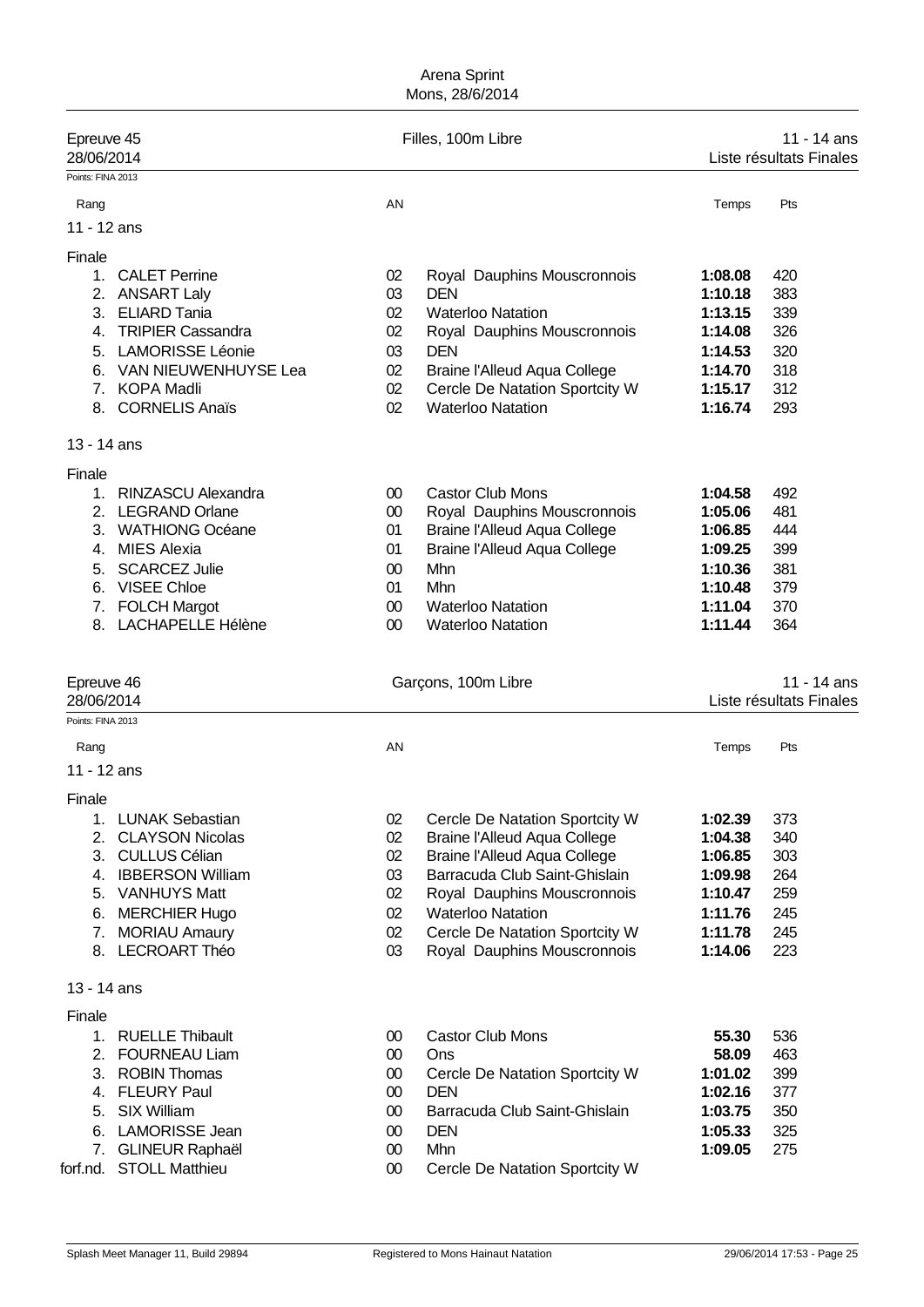Arena Sprint
Mons, 28/6/2014

## Epreuve 45 — Filles, 100m Libre — 11 - 14 ans

28/06/2014 — Liste résultats Finales

Points: FINA 2013

### 11 - 12 ans

Finale

| Rang | | AN | | Temps | Pts |
|---|---|---|---|---|---|
| 1. | CALET Perrine | 02 | Royal Dauphins Mouscronnois | **1:08.08** | 420 |
| 2. | ANSART Laly | 03 | DEN | **1:10.18** | 383 |
| 3. | ELIARD Tania | 02 | Waterloo Natation | **1:13.15** | 339 |
| 4. | TRIPIER Cassandra | 02 | Royal Dauphins Mouscronnois | **1:14.08** | 326 |
| 5. | LAMORISSE Léonie | 03 | DEN | **1:14.53** | 320 |
| 6. | VAN NIEUWENHUYSE Lea | 02 | Braine l'Alleud Aqua College | **1:14.70** | 318 |
| 7. | KOPA Madli | 02 | Cercle De Natation Sportcity W | **1:15.17** | 312 |
| 8. | CORNELIS Anaïs | 02 | Waterloo Natation | **1:16.74** | 293 |

### 13 - 14 ans

Finale

| Rang | | AN | | Temps | Pts |
|---|---|---|---|---|---|
| 1. | RINZASCU Alexandra | 00 | Castor Club Mons | **1:04.58** | 492 |
| 2. | LEGRAND Orlane | 00 | Royal Dauphins Mouscronnois | **1:05.06** | 481 |
| 3. | WATHIONG Océane | 01 | Braine l'Alleud Aqua College | **1:06.85** | 444 |
| 4. | MIES Alexia | 01 | Braine l'Alleud Aqua College | **1:09.25** | 399 |
| 5. | SCARCEZ Julie | 00 | Mhn | **1:10.36** | 381 |
| 6. | VISEE Chloe | 01 | Mhn | **1:10.48** | 379 |
| 7. | FOLCH Margot | 00 | Waterloo Natation | **1:11.04** | 370 |
| 8. | LACHAPELLE Hélène | 00 | Waterloo Natation | **1:11.44** | 364 |

## Epreuve 46 — Garçons, 100m Libre — 11 - 14 ans

28/06/2014 — Liste résultats Finales

Points: FINA 2013

### 11 - 12 ans

Finale

| Rang | | AN | | Temps | Pts |
|---|---|---|---|---|---|
| 1. | LUNAK Sebastian | 02 | Cercle De Natation Sportcity W | **1:02.39** | 373 |
| 2. | CLAYSON Nicolas | 02 | Braine l'Alleud Aqua College | **1:04.38** | 340 |
| 3. | CULLUS Célian | 02 | Braine l'Alleud Aqua College | **1:06.85** | 303 |
| 4. | IBBERSON William | 03 | Barracuda Club Saint-Ghislain | **1:09.98** | 264 |
| 5. | VANHUYS Matt | 02 | Royal Dauphins Mouscronnois | **1:10.47** | 259 |
| 6. | MERCHIER Hugo | 02 | Waterloo Natation | **1:11.76** | 245 |
| 7. | MORIAU Amaury | 02 | Cercle De Natation Sportcity W | **1:11.78** | 245 |
| 8. | LECROART Théo | 03 | Royal Dauphins Mouscronnois | **1:14.06** | 223 |

### 13 - 14 ans

Finale

| Rang | | AN | | Temps | Pts |
|---|---|---|---|---|---|
| 1. | RUELLE Thibault | 00 | Castor Club Mons | **55.30** | 536 |
| 2. | FOURNEAU Liam | 00 | Ons | **58.09** | 463 |
| 3. | ROBIN Thomas | 00 | Cercle De Natation Sportcity W | **1:01.02** | 399 |
| 4. | FLEURY Paul | 00 | DEN | **1:02.16** | 377 |
| 5. | SIX William | 00 | Barracuda Club Saint-Ghislain | **1:03.75** | 350 |
| 6. | LAMORISSE Jean | 00 | DEN | **1:05.33** | 325 |
| 7. | GLINEUR Raphaël | 00 | Mhn | **1:09.05** | 275 |
| forf.nd. | STOLL Matthieu | 00 | Cercle De Natation Sportcity W | | |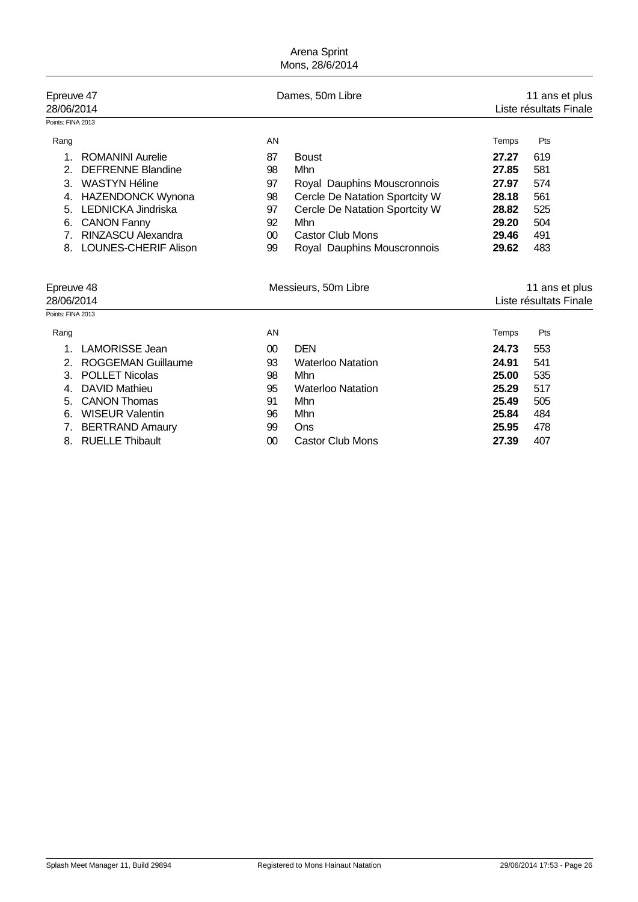Arena Sprint
Mons, 28/6/2014

Epreuve 47 — Dames, 50m Libre — 11 ans et plus
28/06/2014 — Liste résultats Finale

Points: FINA 2013

| Rang | | AN | | Temps | Pts |
|---|---|---|---|---|---|
| 1. | ROMANINI Aurelie | 87 | Boust | **27.27** | 619 |
| 2. | DEFRENNE Blandine | 98 | Mhn | **27.85** | 581 |
| 3. | WASTYN Héline | 97 | Royal Dauphins Mouscronnois | **27.97** | 574 |
| 4. | HAZENDONCK Wynona | 98 | Cercle De Natation Sportcity W | **28.18** | 561 |
| 5. | LEDNICKA Jindriska | 97 | Cercle De Natation Sportcity W | **28.82** | 525 |
| 6. | CANON Fanny | 92 | Mhn | **29.20** | 504 |
| 7. | RINZASCU Alexandra | 00 | Castor Club Mons | **29.46** | 491 |
| 8. | LOUNES-CHERIF Alison | 99 | Royal Dauphins Mouscronnois | **29.62** | 483 |

Epreuve 48 — Messieurs, 50m Libre — 11 ans et plus
28/06/2014 — Liste résultats Finale

Points: FINA 2013

| Rang | | AN | | Temps | Pts |
|---|---|---|---|---|---|
| 1. | LAMORISSE Jean | 00 | DEN | **24.73** | 553 |
| 2. | ROGGEMAN Guillaume | 93 | Waterloo Natation | **24.91** | 541 |
| 3. | POLLET Nicolas | 98 | Mhn | **25.00** | 535 |
| 4. | DAVID Mathieu | 95 | Waterloo Natation | **25.29** | 517 |
| 5. | CANON Thomas | 91 | Mhn | **25.49** | 505 |
| 6. | WISEUR Valentin | 96 | Mhn | **25.84** | 484 |
| 7. | BERTRAND Amaury | 99 | Ons | **25.95** | 478 |
| 8. | RUELLE Thibault | 00 | Castor Club Mons | **27.39** | 407 |